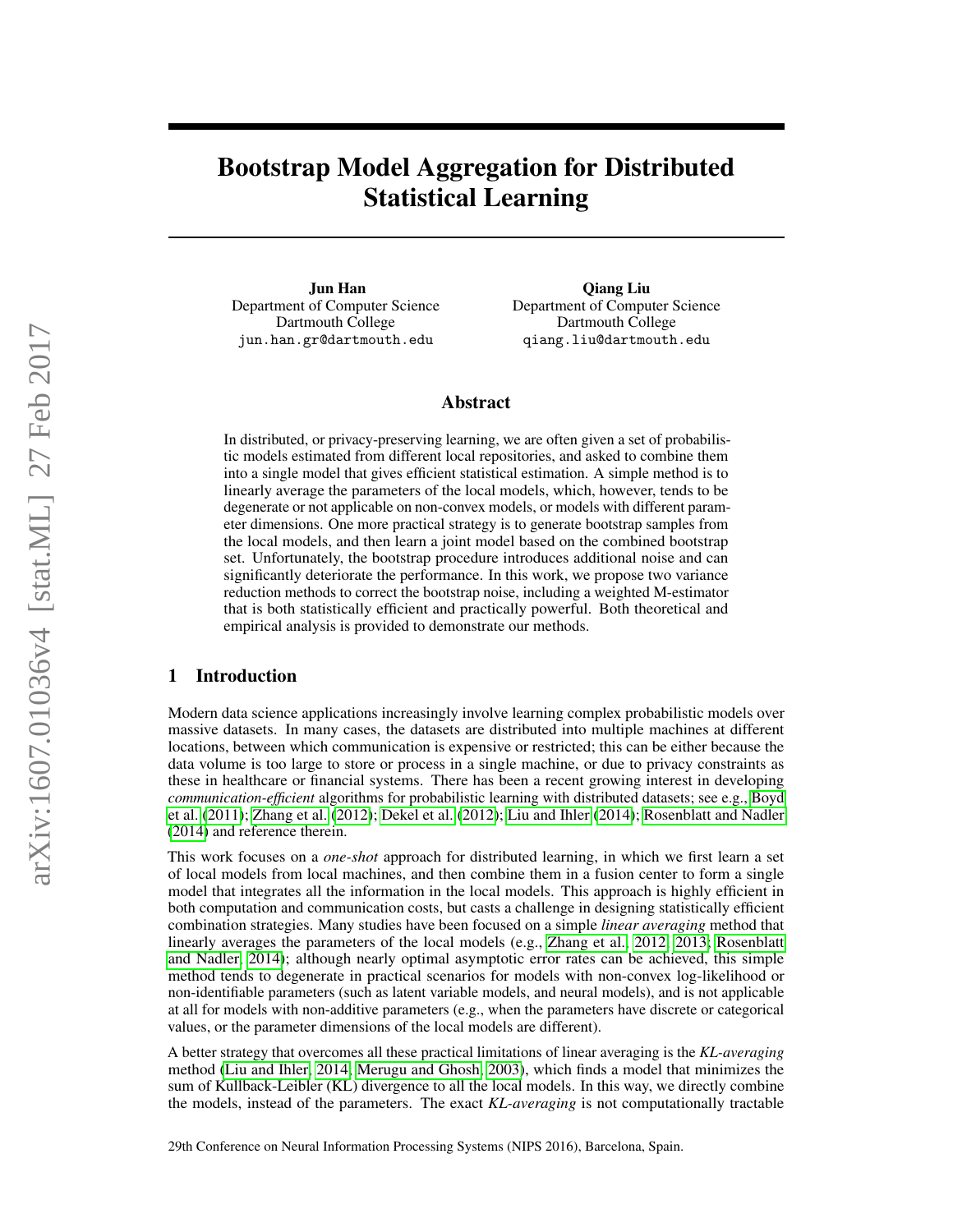# Bootstrap Model Aggregation for Distributed Statistical Learning

**Jun Han**
Department of Computer Science
Dartmouth College
jun.han.gr@dartmouth.edu

**Qiang Liu**
Department of Computer Science
Dartmouth College
qiang.liu@dartmouth.edu

## Abstract

In distributed, or privacy-preserving learning, we are often given a set of probabilistic models estimated from different local repositories, and asked to combine them into a single model that gives efficient statistical estimation. A simple method is to linearly average the parameters of the local models, which, however, tends to be degenerate or not applicable on non-convex models, or models with different parameter dimensions. One more practical strategy is to generate bootstrap samples from the local models, and then learn a joint model based on the combined bootstrap set. Unfortunately, the bootstrap procedure introduces additional noise and can significantly deteriorate the performance. In this work, we propose two variance reduction methods to correct the bootstrap noise, including a weighted M-estimator that is both statistically efficient and practically powerful. Both theoretical and empirical analysis is provided to demonstrate our methods.

## 1 Introduction

Modern data science applications increasingly involve learning complex probabilistic models over massive datasets. In many cases, the datasets are distributed into multiple machines at different locations, between which communication is expensive or restricted; this can be either because the data volume is too large to store or process in a single machine, or due to privacy constraints as these in healthcare or financial systems. There has been a recent growing interest in developing *communication-efficient* algorithms for probabilistic learning with distributed datasets; see e.g., Boyd et al. (2011); Zhang et al. (2012); Dekel et al. (2012); Liu and Ihler (2014); Rosenblatt and Nadler (2014) and reference therein.

This work focuses on a *one-shot* approach for distributed learning, in which we first learn a set of local models from local machines, and then combine them in a fusion center to form a single model that integrates all the information in the local models. This approach is highly efficient in both computation and communication costs, but casts a challenge in designing statistically efficient combination strategies. Many studies have been focused on a simple *linear averaging* method that linearly averages the parameters of the local models (e.g., Zhang et al., 2012, 2013; Rosenblatt and Nadler, 2014); although nearly optimal asymptotic error rates can be achieved, this simple method tends to degenerate in practical scenarios for models with non-convex log-likelihood or non-identifiable parameters (such as latent variable models, and neural models), and is not applicable at all for models with non-additive parameters (e.g., when the parameters have discrete or categorical values, or the parameter dimensions of the local models are different).

A better strategy that overcomes all these practical limitations of linear averaging is the *KL-averaging* method (Liu and Ihler, 2014; Merugu and Ghosh, 2003), which finds a model that minimizes the sum of Kullback-Leibler (KL) divergence to all the local models. In this way, we directly combine the models, instead of the parameters. The exact *KL-averaging* is not computationally tractable

29th Conference on Neural Information Processing Systems (NIPS 2016), Barcelona, Spain.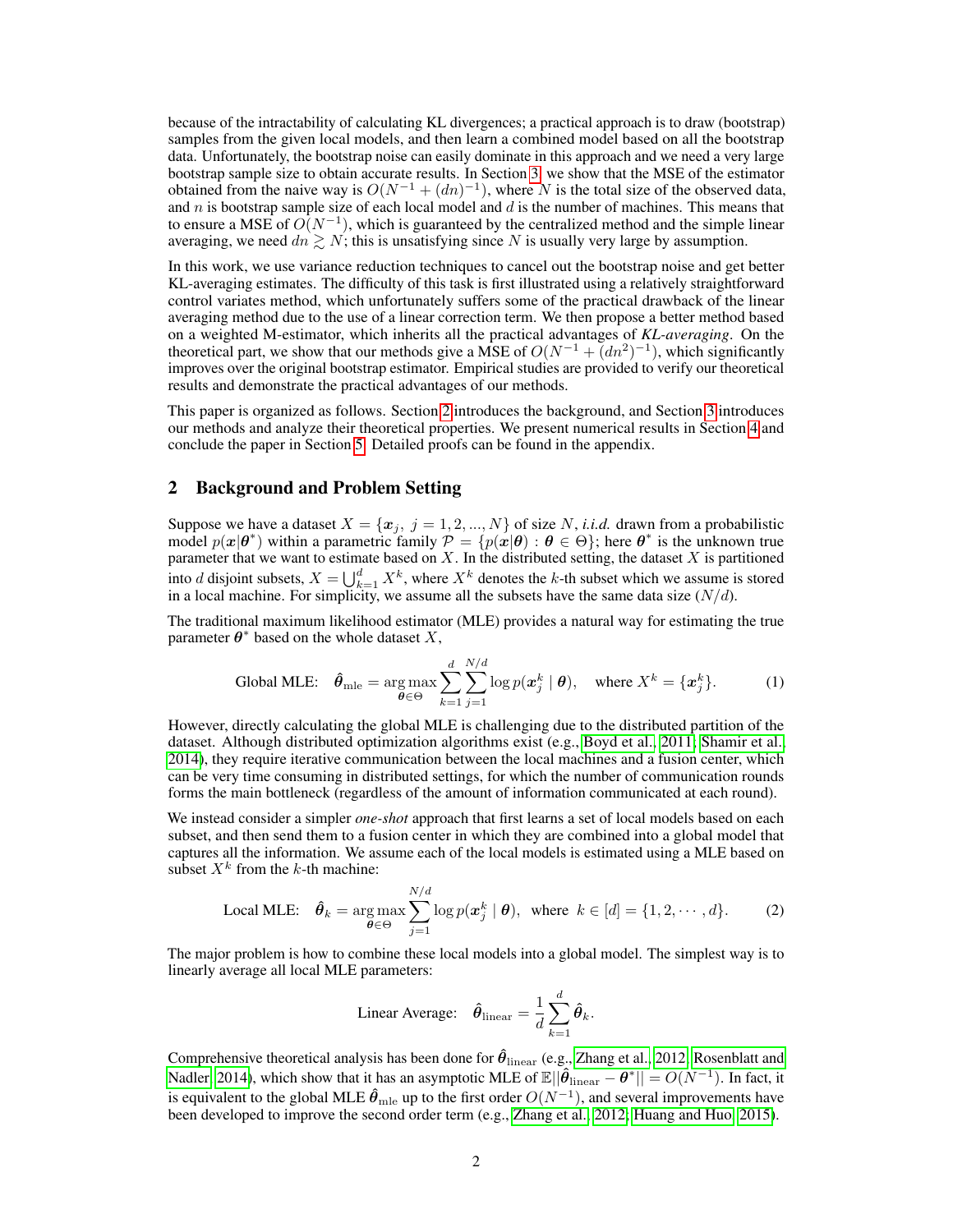because of the intractability of calculating KL divergences; a practical approach is to draw (bootstrap) samples from the given local models, and then learn a combined model based on all the bootstrap data. Unfortunately, the bootstrap noise can easily dominate in this approach and we need a very large bootstrap sample size to obtain accurate results. In Section 3, we show that the MSE of the estimator obtained from the naive way is $O(N^{-1} + (dn)^{-1})$, where $N$ is the total size of the observed data, and $n$ is bootstrap sample size of each local model and $d$ is the number of machines. This means that to ensure a MSE of $O(N^{-1})$, which is guaranteed by the centralized method and the simple linear averaging, we need $dn \gtrsim N$; this is unsatisfying since $N$ is usually very large by assumption.

In this work, we use variance reduction techniques to cancel out the bootstrap noise and get better KL-averaging estimates. The difficulty of this task is first illustrated using a relatively straightforward control variates method, which unfortunately suffers some of the practical drawback of the linear averaging method due to the use of a linear correction term. We then propose a better method based on a weighted M-estimator, which inherits all the practical advantages of *KL-averaging*. On the theoretical part, we show that our methods give a MSE of $O(N^{-1} + (dn^2)^{-1})$, which significantly improves over the original bootstrap estimator. Empirical studies are provided to verify our theoretical results and demonstrate the practical advantages of our methods.

This paper is organized as follows. Section 2 introduces the background, and Section 3 introduces our methods and analyze their theoretical properties. We present numerical results in Section 4 and conclude the paper in Section 5. Detailed proofs can be found in the appendix.

## 2 Background and Problem Setting

Suppose we have a dataset $X = \{\boldsymbol{x}_j,\ j = 1, 2, ..., N\}$ of size $N$, *i.i.d.* drawn from a probabilistic model $p(\boldsymbol{x}|\boldsymbol{\theta}^*)$ within a parametric family $\mathcal{P} = \{p(\boldsymbol{x}|\boldsymbol{\theta}) : \boldsymbol{\theta} \in \Theta\}$; here $\boldsymbol{\theta}^*$ is the unknown true parameter that we want to estimate based on $X$. In the distributed setting, the dataset $X$ is partitioned into $d$ disjoint subsets, $X = \bigcup_{k=1}^{d} X^k$, where $X^k$ denotes the $k$-th subset which we assume is stored in a local machine. For simplicity, we assume all the subsets have the same data size ($N/d$).

The traditional maximum likelihood estimator (MLE) provides a natural way for estimating the true parameter $\boldsymbol{\theta}^*$ based on the whole dataset $X$,

$$\text{Global MLE:} \quad \hat{\boldsymbol{\theta}}_{\text{mle}} = \arg\max_{\boldsymbol{\theta}\in\Theta} \sum_{k=1}^{d} \sum_{j=1}^{N/d} \log p(\boldsymbol{x}_j^k \mid \boldsymbol{\theta}), \quad \text{where } X^k = \{\boldsymbol{x}_j^k\}. \tag{1}$$

However, directly calculating the global MLE is challenging due to the distributed partition of the dataset. Although distributed optimization algorithms exist (e.g., Boyd et al., 2011; Shamir et al., 2014), they require iterative communication between the local machines and a fusion center, which can be very time consuming in distributed settings, for which the number of communication rounds forms the main bottleneck (regardless of the amount of information communicated at each round).

We instead consider a simpler *one-shot* approach that first learns a set of local models based on each subset, and then send them to a fusion center in which they are combined into a global model that captures all the information. We assume each of the local models is estimated using a MLE based on subset $X^k$ from the $k$-th machine:

$$\text{Local MLE:} \quad \hat{\boldsymbol{\theta}}_k = \arg\max_{\boldsymbol{\theta}\in\Theta} \sum_{j=1}^{N/d} \log p(\boldsymbol{x}_j^k \mid \boldsymbol{\theta}), \quad \text{where } \ k \in [d] = \{1, 2, \cdots, d\}. \tag{2}$$

The major problem is how to combine these local models into a global model. The simplest way is to linearly average all local MLE parameters:

$$\text{Linear Average:} \quad \hat{\boldsymbol{\theta}}_{\text{linear}} = \frac{1}{d} \sum_{k=1}^{d} \hat{\boldsymbol{\theta}}_k.$$

Comprehensive theoretical analysis has been done for $\hat{\boldsymbol{\theta}}_{\text{linear}}$ (e.g., Zhang et al., 2012; Rosenblatt and Nadler, 2014), which show that it has an asymptotic MLE of $\mathbb{E}||\hat{\boldsymbol{\theta}}_{\text{linear}} - \boldsymbol{\theta}^*|| = O(N^{-1})$. In fact, it is equivalent to the global MLE $\hat{\boldsymbol{\theta}}_{\text{mle}}$ up to the first order $O(N^{-1})$, and several improvements have been developed to improve the second order term (e.g., Zhang et al., 2012; Huang and Huo, 2015).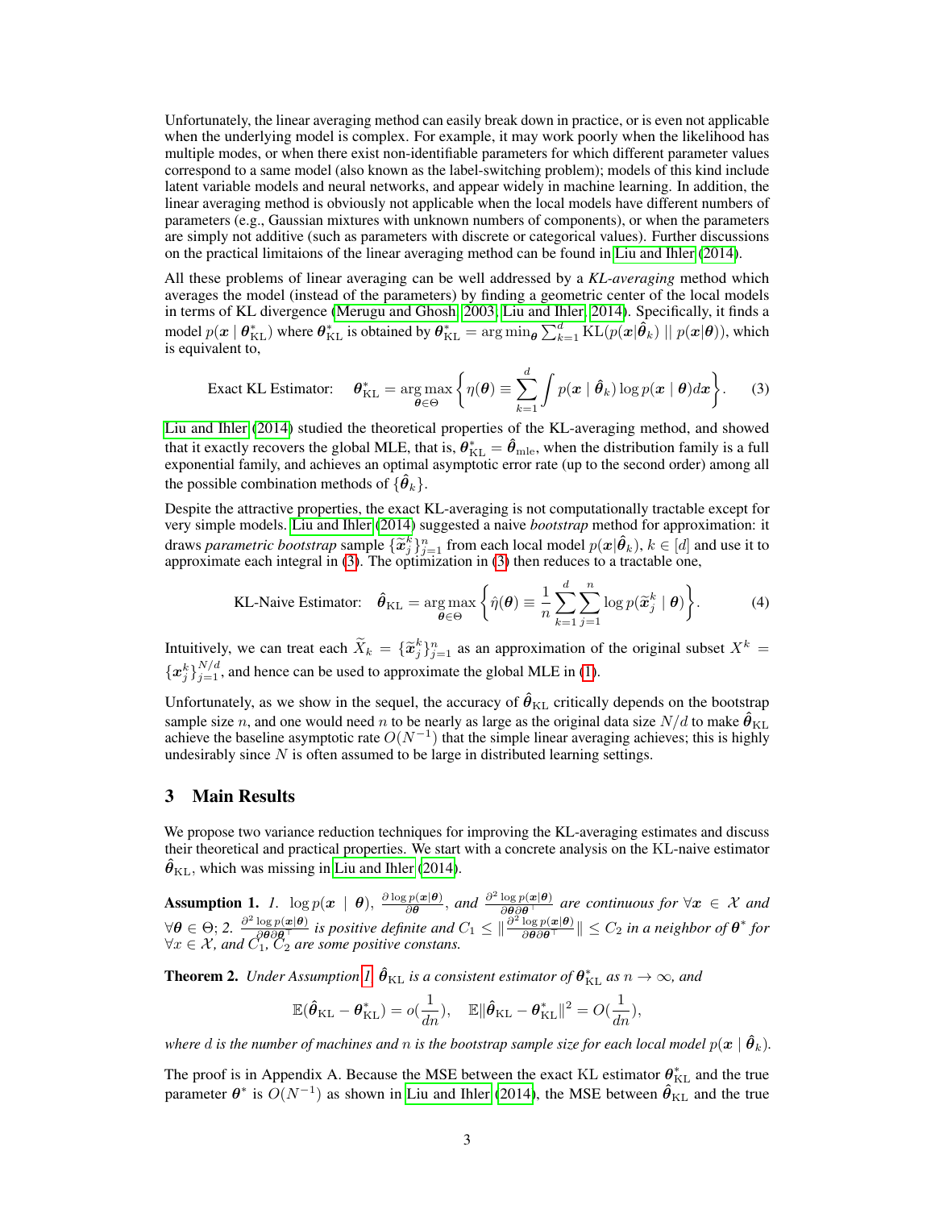Unfortunately, the linear averaging method can easily break down in practice, or is even not applicable when the underlying model is complex. For example, it may work poorly when the likelihood has multiple modes, or when there exist non-identifiable parameters for which different parameter values correspond to a same model (also known as the label-switching problem); models of this kind include latent variable models and neural networks, and appear widely in machine learning. In addition, the linear averaging method is obviously not applicable when the local models have different numbers of parameters (e.g., Gaussian mixtures with unknown numbers of components), or when the parameters are simply not additive (such as parameters with discrete or categorical values). Further discussions on the practical limitaions of the linear averaging method can be found in Liu and Ihler (2014).

All these problems of linear averaging can be well addressed by a *KL-averaging* method which averages the model (instead of the parameters) by finding a geometric center of the local models in terms of KL divergence (Merugu and Ghosh, 2003; Liu and Ihler, 2014). Specifically, it finds a model $p(\boldsymbol{x} \mid \boldsymbol{\theta}^*_{\mathrm{KL}})$ where $\boldsymbol{\theta}^*_{\mathrm{KL}}$ is obtained by $\boldsymbol{\theta}^*_{\mathrm{KL}} = \arg\min_{\boldsymbol{\theta}} \sum_{k=1}^{d} \mathrm{KL}(p(\boldsymbol{x}|\hat{\boldsymbol{\theta}}_k) \mid\mid p(\boldsymbol{x}|\boldsymbol{\theta}))$, which is equivalent to,

$$\text{Exact KL Estimator:} \quad \boldsymbol{\theta}^*_{\mathrm{KL}} = \arg\max_{\boldsymbol{\theta}\in\Theta} \Big\{ \eta(\boldsymbol{\theta}) \equiv \sum_{k=1}^{d} \int p(\boldsymbol{x} \mid \hat{\boldsymbol{\theta}}_k) \log p(\boldsymbol{x} \mid \boldsymbol{\theta}) d\boldsymbol{x} \Big\}. \tag{3}$$

Liu and Ihler (2014) studied the theoretical properties of the KL-averaging method, and showed that it exactly recovers the global MLE, that is, $\boldsymbol{\theta}^*_{\mathrm{KL}} = \hat{\boldsymbol{\theta}}_{\mathrm{mle}}$, when the distribution family is a full exponential family, and achieves an optimal asymptotic error rate (up to the second order) among all the possible combination methods of $\{\hat{\boldsymbol{\theta}}_k\}$.

Despite the attractive properties, the exact KL-averaging is not computationally tractable except for very simple models. Liu and Ihler (2014) suggested a naive *bootstrap* method for approximation: it draws *parametric bootstrap* sample $\{\widetilde{\boldsymbol{x}}^k_j\}_{j=1}^n$ from each local model $p(\boldsymbol{x}|\hat{\boldsymbol{\theta}}_k)$, $k \in [d]$ and use it to approximate each integral in (3). The optimization in (3) then reduces to a tractable one,

$$\text{KL-Naive Estimator:} \quad \hat{\boldsymbol{\theta}}_{\mathrm{KL}} = \arg\max_{\boldsymbol{\theta}\in\Theta} \Big\{ \hat{\eta}(\boldsymbol{\theta}) \equiv \frac{1}{n} \sum_{k=1}^{d} \sum_{j=1}^{n} \log p(\widetilde{\boldsymbol{x}}^k_j \mid \boldsymbol{\theta}) \Big\}. \tag{4}$$

Intuitively, we can treat each $\widetilde{X}_k = \{\widetilde{\boldsymbol{x}}^k_j\}_{j=1}^n$ as an approximation of the original subset $X^k = \{\boldsymbol{x}^k_j\}_{j=1}^{N/d}$, and hence can be used to approximate the global MLE in (1).

Unfortunately, as we show in the sequel, the accuracy of $\hat{\boldsymbol{\theta}}_{\mathrm{KL}}$ critically depends on the bootstrap sample size $n$, and one would need $n$ to be nearly as large as the original data size $N/d$ to make $\hat{\boldsymbol{\theta}}_{\mathrm{KL}}$ achieve the baseline asymptotic rate $O(N^{-1})$ that the simple linear averaging achieves; this is highly undesirably since $N$ is often assumed to be large in distributed learning settings.

## 3 Main Results

We propose two variance reduction techniques for improving the KL-averaging estimates and discuss their theoretical and practical properties. We start with a concrete analysis on the KL-naive estimator $\hat{\boldsymbol{\theta}}_{\mathrm{KL}}$, which was missing in Liu and Ihler (2014).

**Assumption 1.** *1.* $\log p(\boldsymbol{x} \mid \boldsymbol{\theta})$, $\frac{\partial \log p(\boldsymbol{x}|\boldsymbol{\theta})}{\partial \boldsymbol{\theta}}$, *and* $\frac{\partial^2 \log p(\boldsymbol{x}|\boldsymbol{\theta})}{\partial \boldsymbol{\theta} \partial \boldsymbol{\theta}^\top}$ *are continuous for* $\forall \boldsymbol{x} \in \mathcal{X}$ *and* $\forall \boldsymbol{\theta} \in \Theta$; *2.* $\frac{\partial^2 \log p(\boldsymbol{x}|\boldsymbol{\theta})}{\partial \boldsymbol{\theta} \partial \boldsymbol{\theta}^\top}$ *is positive definite and* $C_1 \leq \|\frac{\partial^2 \log p(\boldsymbol{x}|\boldsymbol{\theta})}{\partial \boldsymbol{\theta} \partial \boldsymbol{\theta}^\top}\| \leq C_2$ *in a neighbor of* $\boldsymbol{\theta}^*$ *for* $\forall \boldsymbol{x} \in \mathcal{X}$, *and* $C_1$, $C_2$ *are some positive constans.*

**Theorem 2.** *Under Assumption 1,* $\hat{\boldsymbol{\theta}}_{\mathrm{KL}}$ *is a consistent estimator of* $\boldsymbol{\theta}^*_{\mathrm{KL}}$ *as* $n \to \infty$, *and*

$$\mathbb{E}(\hat{\boldsymbol{\theta}}_{\mathrm{KL}} - \boldsymbol{\theta}^*_{\mathrm{KL}}) = o(\frac{1}{dn}), \quad \mathbb{E}\|\hat{\boldsymbol{\theta}}_{\mathrm{KL}} - \boldsymbol{\theta}^*_{\mathrm{KL}}\|^2 = O(\frac{1}{dn}),$$

*where* $d$ *is the number of machines and* $n$ *is the bootstrap sample size for each local model* $p(\boldsymbol{x} \mid \hat{\boldsymbol{\theta}}_k)$.

The proof is in Appendix A. Because the MSE between the exact KL estimator $\boldsymbol{\theta}^*_{\mathrm{KL}}$ and the true parameter $\boldsymbol{\theta}^*$ is $O(N^{-1})$ as shown in Liu and Ihler (2014), the MSE between $\hat{\boldsymbol{\theta}}_{\mathrm{KL}}$ and the true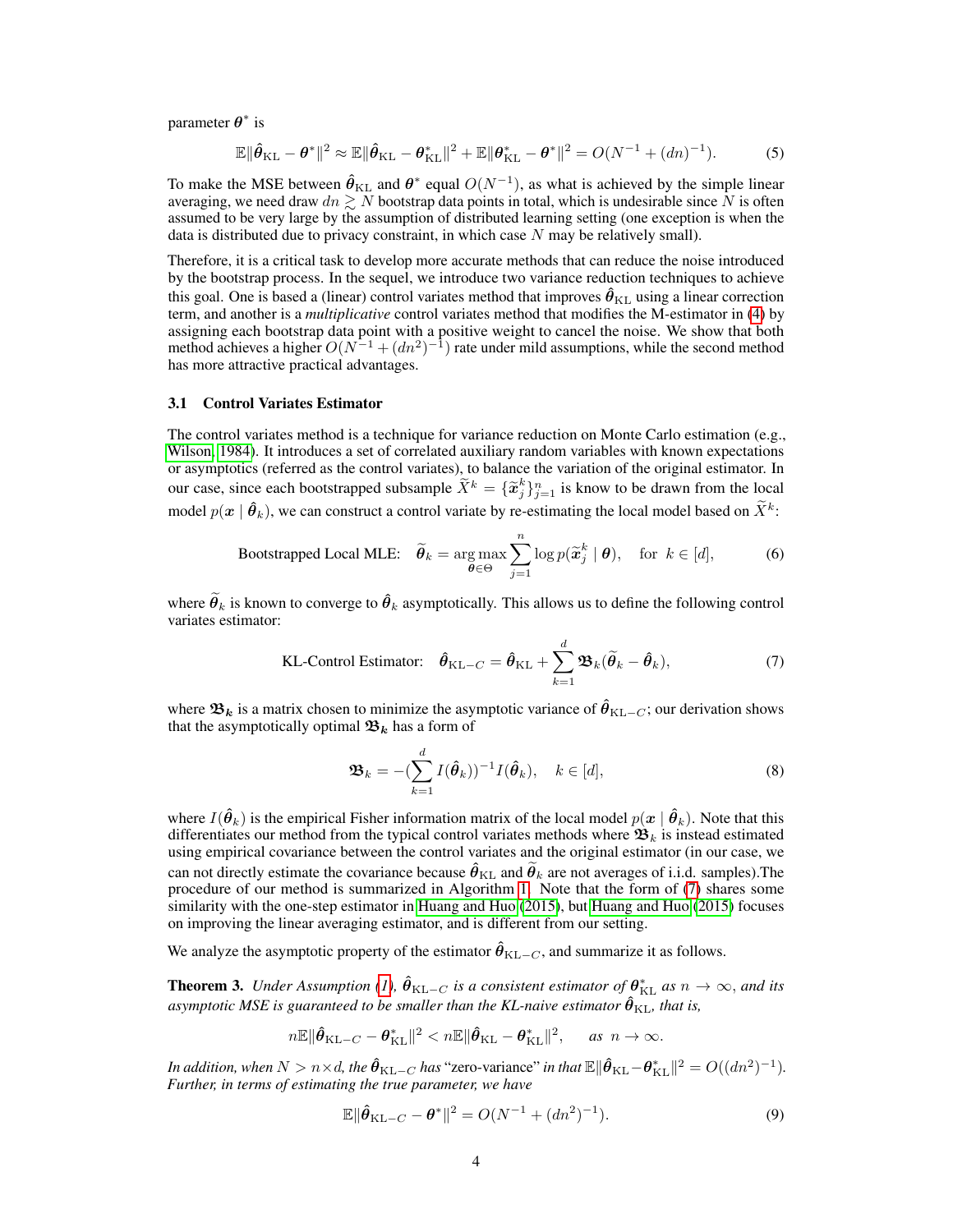parameter $\boldsymbol{\theta}^*$ is

$$\mathbb{E}\|\hat{\boldsymbol{\theta}}_{\mathrm{KL}} - \boldsymbol{\theta}^*\|^2 \approx \mathbb{E}\|\hat{\boldsymbol{\theta}}_{\mathrm{KL}} - \boldsymbol{\theta}^*_{\mathrm{KL}}\|^2 + \mathbb{E}\|\boldsymbol{\theta}^*_{\mathrm{KL}} - \boldsymbol{\theta}^*\|^2 = O(N^{-1} + (dn)^{-1}). \tag{5}$$

To make the MSE between $\hat{\boldsymbol{\theta}}_{\mathrm{KL}}$ and $\boldsymbol{\theta}^*$ equal $O(N^{-1})$, as what is achieved by the simple linear averaging, we need draw $dn \gtrsim N$ bootstrap data points in total, which is undesirable since $N$ is often assumed to be very large by the assumption of distributed learning setting (one exception is when the data is distributed due to privacy constraint, in which case $N$ may be relatively small).

Therefore, it is a critical task to develop more accurate methods that can reduce the noise introduced by the bootstrap process. In the sequel, we introduce two variance reduction techniques to achieve this goal. One is based a (linear) control variates method that improves $\hat{\boldsymbol{\theta}}_{\mathrm{KL}}$ using a linear correction term, and another is a *multiplicative* control variates method that modifies the M-estimator in (4) by assigning each bootstrap data point with a positive weight to cancel the noise. We show that both method achieves a higher $O(N^{-1} + (dn^2)^{-1})$ rate under mild assumptions, while the second method has more attractive practical advantages.

### 3.1 Control Variates Estimator

The control variates method is a technique for variance reduction on Monte Carlo estimation (e.g., Wilson, 1984). It introduces a set of correlated auxiliary random variables with known expectations or asymptotics (referred as the control variates), to balance the variation of the original estimator. In our case, since each bootstrapped subsample $\widetilde{X}^k = \{\widetilde{\boldsymbol{x}}_j^k\}_{j=1}^n$ is know to be drawn from the local model $p(\boldsymbol{x} \mid \hat{\boldsymbol{\theta}}_k)$, we can construct a control variate by re-estimating the local model based on $\widetilde{X}^k$:

$$\text{Bootstrapped Local MLE:} \quad \widetilde{\boldsymbol{\theta}}_k = \underset{\boldsymbol{\theta} \in \Theta}{\arg\max} \sum_{j=1}^{n} \log p(\widetilde{\boldsymbol{x}}_j^k \mid \boldsymbol{\theta}), \quad \text{for } k \in [d], \tag{6}$$

where $\widetilde{\boldsymbol{\theta}}_k$ is known to converge to $\hat{\boldsymbol{\theta}}_k$ asymptotically. This allows us to define the following control variates estimator:

$$\text{KL-Control Estimator:} \quad \hat{\boldsymbol{\theta}}_{\mathrm{KL}-C} = \hat{\boldsymbol{\theta}}_{\mathrm{KL}} + \sum_{k=1}^{d} \mathfrak{B}_k (\widetilde{\boldsymbol{\theta}}_k - \hat{\boldsymbol{\theta}}_k), \tag{7}$$

where $\mathfrak{B}_k$ is a matrix chosen to minimize the asymptotic variance of $\hat{\boldsymbol{\theta}}_{\mathrm{KL}-C}$; our derivation shows that the asymptotically optimal $\mathfrak{B}_k$ has a form of

$$\mathfrak{B}_k = -(\sum_{k=1}^{d} I(\hat{\boldsymbol{\theta}}_k))^{-1} I(\hat{\boldsymbol{\theta}}_k), \quad k \in [d], \tag{8}$$

where $I(\hat{\boldsymbol{\theta}}_k)$ is the empirical Fisher information matrix of the local model $p(\boldsymbol{x} \mid \hat{\boldsymbol{\theta}}_k)$. Note that this differentiates our method from the typical control variates methods where $\mathfrak{B}_k$ is instead estimated using empirical covariance between the control variates and the original estimator (in our case, we can not directly estimate the covariance because $\hat{\boldsymbol{\theta}}_{\mathrm{KL}}$ and $\widetilde{\boldsymbol{\theta}}_k$ are not averages of i.i.d. samples).The procedure of our method is summarized in Algorithm 1. Note that the form of (7) shares some similarity with the one-step estimator in Huang and Huo (2015), but Huang and Huo (2015) focuses on improving the linear averaging estimator, and is different from our setting.

We analyze the asymptotic property of the estimator $\hat{\boldsymbol{\theta}}_{\mathrm{KL}-C}$, and summarize it as follows.

**Theorem 3.** *Under Assumption (1), $\hat{\boldsymbol{\theta}}_{\mathrm{KL}-C}$ is a consistent estimator of $\boldsymbol{\theta}^*_{\mathrm{KL}}$ as $n \to \infty$, and its asymptotic MSE is guaranteed to be smaller than the KL-naive estimator $\hat{\boldsymbol{\theta}}_{\mathrm{KL}}$, that is,*

$$n\mathbb{E}\|\hat{\boldsymbol{\theta}}_{\mathrm{KL}-C} - \boldsymbol{\theta}^*_{\mathrm{KL}}\|^2 < n\mathbb{E}\|\hat{\boldsymbol{\theta}}_{\mathrm{KL}} - \boldsymbol{\theta}^*_{\mathrm{KL}}\|^2, \quad \text{as } n \to \infty.$$

*In addition, when $N > n \times d$, the $\hat{\boldsymbol{\theta}}_{\mathrm{KL}-C}$ has* "zero-variance" *in that $\mathbb{E}\|\hat{\boldsymbol{\theta}}_{\mathrm{KL}} - \boldsymbol{\theta}^*_{\mathrm{KL}}\|^2 = O((dn^2)^{-1})$. Further, in terms of estimating the true parameter, we have*

$$\mathbb{E}\|\hat{\boldsymbol{\theta}}_{\mathrm{KL}-C} - \boldsymbol{\theta}^*\|^2 = O(N^{-1} + (dn^2)^{-1}). \tag{9}$$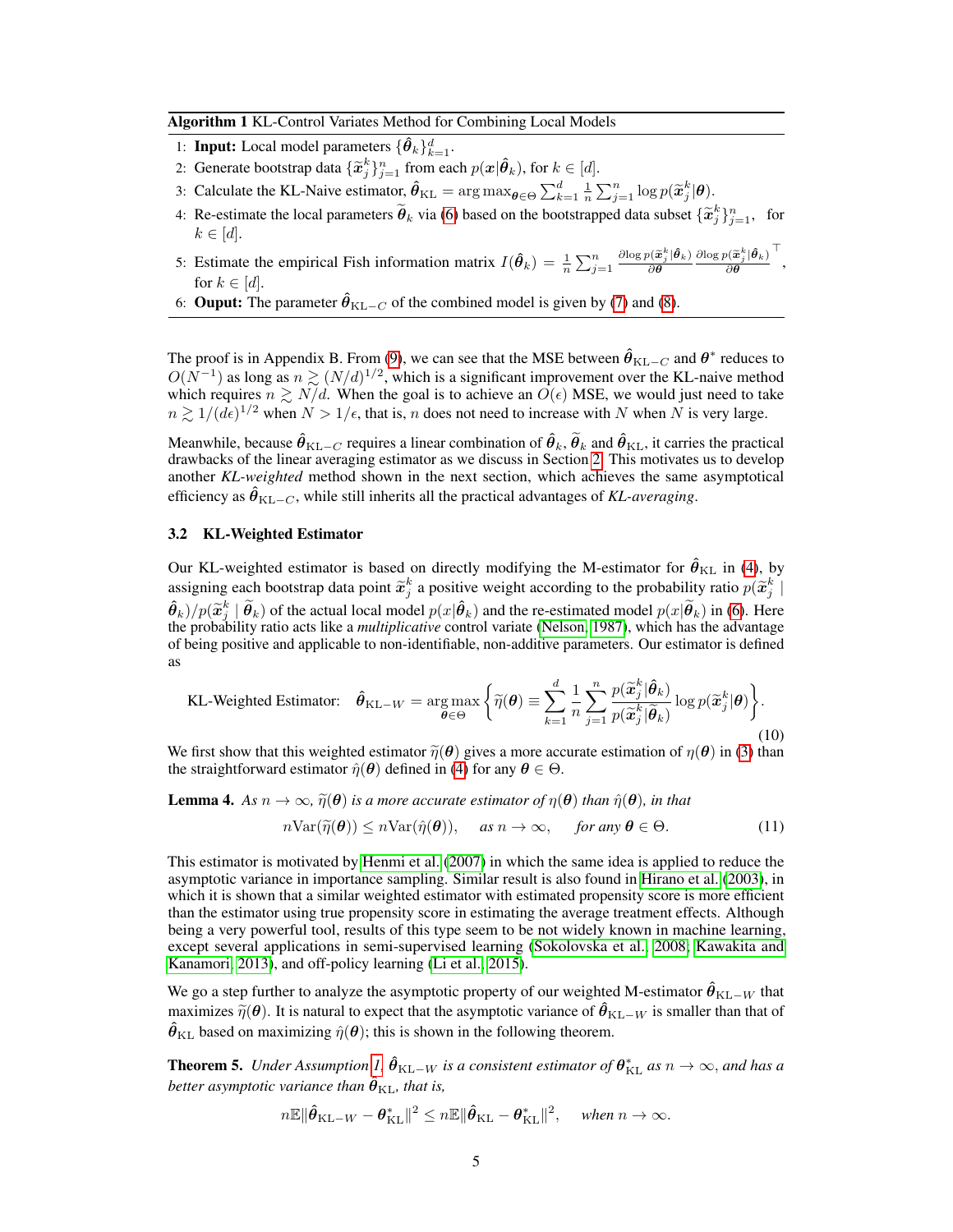**Algorithm 1** KL-Control Variates Method for Combining Local Models

1: **Input:** Local model parameters $\{\hat{\boldsymbol{\theta}}_k\}_{k=1}^d$.

2: Generate bootstrap data $\{\widetilde{\boldsymbol{x}}_j^k\}_{j=1}^n$ from each $p(\boldsymbol{x}|\hat{\boldsymbol{\theta}}_k)$, for $k \in [d]$.

3: Calculate the KL-Naive estimator, $\hat{\boldsymbol{\theta}}_{\mathrm{KL}} = \arg\max_{\boldsymbol{\theta}\in\Theta} \sum_{k=1}^d \frac{1}{n}\sum_{j=1}^n \log p(\widetilde{\boldsymbol{x}}_j^k|\boldsymbol{\theta})$.

4: Re-estimate the local parameters $\widetilde{\boldsymbol{\theta}}_k$ via (6) based on the bootstrapped data subset $\{\widetilde{\boldsymbol{x}}_j^k\}_{j=1}^n$, for $k \in [d]$.

5: Estimate the empirical Fish information matrix $I(\hat{\boldsymbol{\theta}}_k) = \frac{1}{n}\sum_{j=1}^n \frac{\partial \log p(\widetilde{\boldsymbol{x}}_j^k|\hat{\boldsymbol{\theta}}_k)}{\partial \boldsymbol{\theta}} \frac{\partial \log p(\widetilde{\boldsymbol{x}}_j^k|\hat{\boldsymbol{\theta}}_k)}{\partial \boldsymbol{\theta}}^\top$, for $k \in [d]$.

6: **Ouput:** The parameter $\hat{\boldsymbol{\theta}}_{\mathrm{KL}-C}$ of the combined model is given by (7) and (8).

The proof is in Appendix B. From (9), we can see that the MSE between $\hat{\boldsymbol{\theta}}_{\mathrm{KL}-C}$ and $\boldsymbol{\theta}^*$ reduces to $O(N^{-1})$ as long as $n \gtrsim (N/d)^{1/2}$, which is a significant improvement over the KL-naive method which requires $n \gtrsim N/d$. When the goal is to achieve an $O(\epsilon)$ MSE, we would just need to take $n \gtrsim 1/(d\epsilon)^{1/2}$ when $N > 1/\epsilon$, that is, $n$ does not need to increase with $N$ when $N$ is very large.

Meanwhile, because $\hat{\boldsymbol{\theta}}_{\mathrm{KL}-C}$ requires a linear combination of $\hat{\boldsymbol{\theta}}_k$, $\widetilde{\boldsymbol{\theta}}_k$ and $\hat{\boldsymbol{\theta}}_{\mathrm{KL}}$, it carries the practical drawbacks of the linear averaging estimator as we discuss in Section 2. This motivates us to develop another *KL-weighted* method shown in the next section, which achieves the same asymptotical efficiency as $\hat{\boldsymbol{\theta}}_{\mathrm{KL}-C}$, while still inherits all the practical advantages of *KL-averaging*.

### 3.2 KL-Weighted Estimator

Our KL-weighted estimator is based on directly modifying the M-estimator for $\hat{\boldsymbol{\theta}}_{\mathrm{KL}}$ in (4), by assigning each bootstrap data point $\widetilde{\boldsymbol{x}}_j^k$ a positive weight according to the probability ratio $p(\widetilde{\boldsymbol{x}}_j^k \mid \hat{\boldsymbol{\theta}}_k)/p(\widetilde{\boldsymbol{x}}_j^k \mid \widetilde{\boldsymbol{\theta}}_k)$ of the actual local model $p(x|\hat{\boldsymbol{\theta}}_k)$ and the re-estimated model $p(x|\widetilde{\boldsymbol{\theta}}_k)$ in (6). Here the probability ratio acts like a *multiplicative* control variate (Nelson, 1987), which has the advantage of being positive and applicable to non-identifiable, non-additive parameters. Our estimator is defined as

$$
\text{KL-Weighted Estimator:} \quad \hat{\boldsymbol{\theta}}_{\mathrm{KL}-W} = \arg\max_{\boldsymbol{\theta}\in\Theta} \Big\{ \widetilde{\eta}(\boldsymbol{\theta}) \equiv \sum_{k=1}^d \frac{1}{n}\sum_{j=1}^n \frac{p(\widetilde{\boldsymbol{x}}_j^k|\hat{\boldsymbol{\theta}}_k)}{p(\widetilde{\boldsymbol{x}}_j^k|\widetilde{\boldsymbol{\theta}}_k)} \log p(\widetilde{\boldsymbol{x}}_j^k|\boldsymbol{\theta}) \Big\}. \tag{10}
$$

We first show that this weighted estimator $\widetilde{\eta}(\boldsymbol{\theta})$ gives a more accurate estimation of $\eta(\boldsymbol{\theta})$ in (3) than the straightforward estimator $\hat{\eta}(\boldsymbol{\theta})$ defined in (4) for any $\boldsymbol{\theta} \in \Theta$.

**Lemma 4.** *As $n \to \infty$, $\widetilde{\eta}(\boldsymbol{\theta})$ is a more accurate estimator of $\eta(\boldsymbol{\theta})$ than $\hat{\eta}(\boldsymbol{\theta})$, in that*

$$
n\mathrm{Var}(\widetilde{\eta}(\boldsymbol{\theta})) \le n\mathrm{Var}(\hat{\eta}(\boldsymbol{\theta})), \quad \text{as } n \to \infty, \quad \text{for any } \boldsymbol{\theta} \in \Theta. \tag{11}
$$

This estimator is motivated by Henmi et al. (2007) in which the same idea is applied to reduce the asymptotic variance in importance sampling. Similar result is also found in Hirano et al. (2003), in which it is shown that a similar weighted estimator with estimated propensity score is more efficient than the estimator using true propensity score in estimating the average treatment effects. Although being a very powerful tool, results of this type seem to be not widely known in machine learning, except several applications in semi-supervised learning (Sokolovska et al., 2008; Kawakita and Kanamori, 2013), and off-policy learning (Li et al., 2015).

We go a step further to analyze the asymptotic property of our weighted M-estimator $\hat{\boldsymbol{\theta}}_{\mathrm{KL}-W}$ that maximizes $\widetilde{\eta}(\boldsymbol{\theta})$. It is natural to expect that the asymptotic variance of $\hat{\boldsymbol{\theta}}_{\mathrm{KL}-W}$ is smaller than that of $\hat{\boldsymbol{\theta}}_{\mathrm{KL}}$ based on maximizing $\hat{\eta}(\boldsymbol{\theta})$; this is shown in the following theorem.

**Theorem 5.** *Under Assumption 1, $\hat{\boldsymbol{\theta}}_{\mathrm{KL}-W}$ is a consistent estimator of $\boldsymbol{\theta}^*_{\mathrm{KL}}$ as $n \to \infty$, and has a better asymptotic variance than $\hat{\boldsymbol{\theta}}_{\mathrm{KL}}$, that is,*

$$
n\mathbb{E}\|\hat{\boldsymbol{\theta}}_{\mathrm{KL}-W} - \boldsymbol{\theta}^*_{\mathrm{KL}}\|^2 \le n\mathbb{E}\|\hat{\boldsymbol{\theta}}_{\mathrm{KL}} - \boldsymbol{\theta}^*_{\mathrm{KL}}\|^2, \quad \text{when } n \to \infty.
$$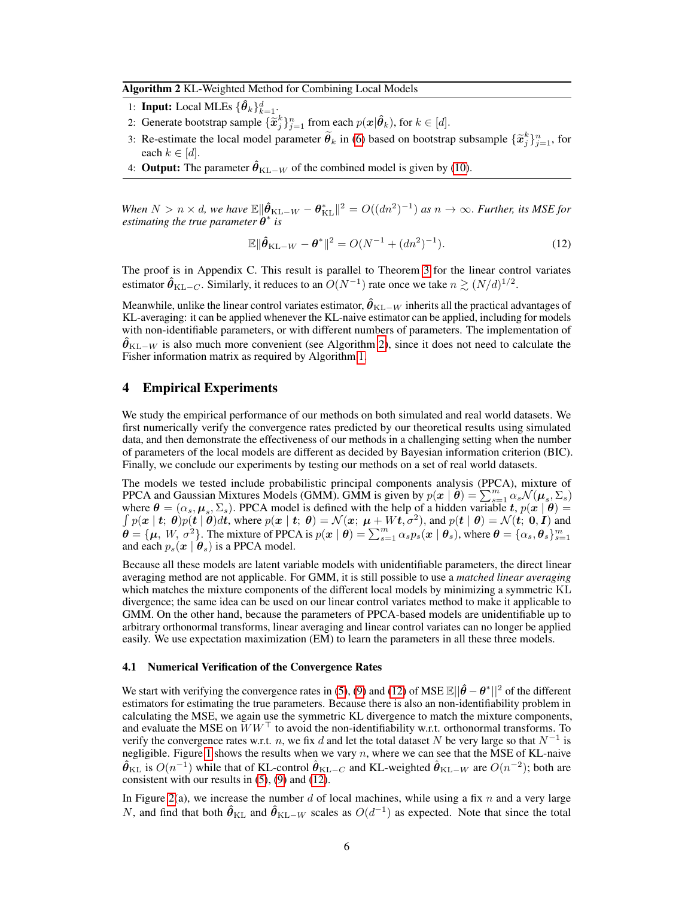**Algorithm 2** KL-Weighted Method for Combining Local Models

1: **Input:** Local MLEs $\{\hat{\boldsymbol{\theta}}_k\}_{k=1}^d$.

2: Generate bootstrap sample $\{\widetilde{\boldsymbol{x}}_j^k\}_{j=1}^n$ from each $p(\boldsymbol{x}|\hat{\boldsymbol{\theta}}_k)$, for $k \in [d]$.

3: Re-estimate the local model parameter $\widetilde{\boldsymbol{\theta}}_k$ in (6) based on bootstrap subsample $\{\widetilde{\boldsymbol{x}}_j^k\}_{j=1}^n$, for each $k \in [d]$.

4: **Output:** The parameter $\hat{\boldsymbol{\theta}}_{\mathrm{KL}-W}$ of the combined model is given by (10).

*When $N > n \times d$, we have $\mathbb{E}\|\hat{\boldsymbol{\theta}}_{\mathrm{KL}-W} - \boldsymbol{\theta}^*_{\mathrm{KL}}\|^2 = O((dn^2)^{-1})$ as $n \to \infty$. Further, its MSE for estimating the true parameter $\boldsymbol{\theta}^*$ is*

$$\mathbb{E}\|\hat{\boldsymbol{\theta}}_{\mathrm{KL}-W} - \boldsymbol{\theta}^*\|^2 = O(N^{-1} + (dn^2)^{-1}). \tag{12}$$

The proof is in Appendix C. This result is parallel to Theorem 3 for the linear control variates estimator $\hat{\boldsymbol{\theta}}_{\mathrm{KL}-C}$. Similarly, it reduces to an $O(N^{-1})$ rate once we take $n \gtrsim (N/d)^{1/2}$.

Meanwhile, unlike the linear control variates estimator, $\hat{\boldsymbol{\theta}}_{\mathrm{KL}-W}$ inherits all the practical advantages of KL-averaging: it can be applied whenever the KL-naive estimator can be applied, including for models with non-identifiable parameters, or with different numbers of parameters. The implementation of $\hat{\boldsymbol{\theta}}_{\mathrm{KL}-W}$ is also much more convenient (see Algorithm 2), since it does not need to calculate the Fisher information matrix as required by Algorithm 1.

## 4 Empirical Experiments

We study the empirical performance of our methods on both simulated and real world datasets. We first numerically verify the convergence rates predicted by our theoretical results using simulated data, and then demonstrate the effectiveness of our methods in a challenging setting when the number of parameters of the local models are different as decided by Bayesian information criterion (BIC). Finally, we conclude our experiments by testing our methods on a set of real world datasets.

The models we tested include probabilistic principal components analysis (PPCA), mixture of PPCA and Gaussian Mixtures Models (GMM). GMM is given by $p(\boldsymbol{x} \mid \boldsymbol{\theta}) = \sum_{s=1}^m \alpha_s \mathcal{N}(\boldsymbol{\mu}_s, \Sigma_s)$ where $\boldsymbol{\theta} = (\alpha_s, \boldsymbol{\mu}_s, \Sigma_s)$. PPCA model is defined with the help of a hidden variable $\boldsymbol{t}$, $p(\boldsymbol{x} \mid \boldsymbol{\theta}) = \int p(\boldsymbol{x} \mid \boldsymbol{t};\ \boldsymbol{\theta}) p(\boldsymbol{t} \mid \boldsymbol{\theta}) d\boldsymbol{t}$, where $p(\boldsymbol{x} \mid \boldsymbol{t};\ \boldsymbol{\theta}) = \mathcal{N}(\boldsymbol{x};\ \boldsymbol{\mu} + W\boldsymbol{t}, \sigma^2)$, and $p(\boldsymbol{t} \mid \boldsymbol{\theta}) = \mathcal{N}(\boldsymbol{t};\ \boldsymbol{0}, \boldsymbol{I})$ and $\boldsymbol{\theta} = \{\boldsymbol{\mu},\ W,\ \sigma^2\}$. The mixture of PPCA is $p(\boldsymbol{x} \mid \boldsymbol{\theta}) = \sum_{s=1}^m \alpha_s p_s(\boldsymbol{x} \mid \boldsymbol{\theta}_s)$, where $\boldsymbol{\theta} = \{\alpha_s, \boldsymbol{\theta}_s\}_{s=1}^m$ and each $p_s(\boldsymbol{x} \mid \boldsymbol{\theta}_s)$ is a PPCA model.

Because all these models are latent variable models with unidentifiable parameters, the direct linear averaging method are not applicable. For GMM, it is still possible to use a *matched linear averaging* which matches the mixture components of the different local models by minimizing a symmetric KL divergence; the same idea can be used on our linear control variates method to make it applicable to GMM. On the other hand, because the parameters of PPCA-based models are unidentifiable up to arbitrary orthonormal transforms, linear averaging and linear control variates can no longer be applied easily. We use expectation maximization (EM) to learn the parameters in all these three models.

### 4.1 Numerical Verification of the Convergence Rates

We start with verifying the convergence rates in (5), (9) and (12) of MSE $\mathbb{E}||\hat{\boldsymbol{\theta}} - \boldsymbol{\theta}^*||^2$ of the different estimators for estimating the true parameters. Because there is also an non-identifiability problem in calculating the MSE, we again use the symmetric KL divergence to match the mixture components, and evaluate the MSE on $WW^\top$ to avoid the non-identifiability w.r.t. orthonormal transforms. To verify the convergence rates w.r.t. $n$, we fix $d$ and let the total dataset $N$ be very large so that $N^{-1}$ is negligible. Figure 1 shows the results when we vary $n$, where we can see that the MSE of KL-naive $\hat{\boldsymbol{\theta}}_{\mathrm{KL}}$ is $O(n^{-1})$ while that of KL-control $\hat{\boldsymbol{\theta}}_{\mathrm{KL}-C}$ and KL-weighted $\hat{\boldsymbol{\theta}}_{\mathrm{KL}-W}$ are $O(n^{-2})$; both are consistent with our results in (5), (9) and (12).

In Figure 2(a), we increase the number $d$ of local machines, while using a fix $n$ and a very large $N$, and find that both $\hat{\boldsymbol{\theta}}_{\mathrm{KL}}$ and $\hat{\boldsymbol{\theta}}_{\mathrm{KL}-W}$ scales as $O(d^{-1})$ as expected. Note that since the total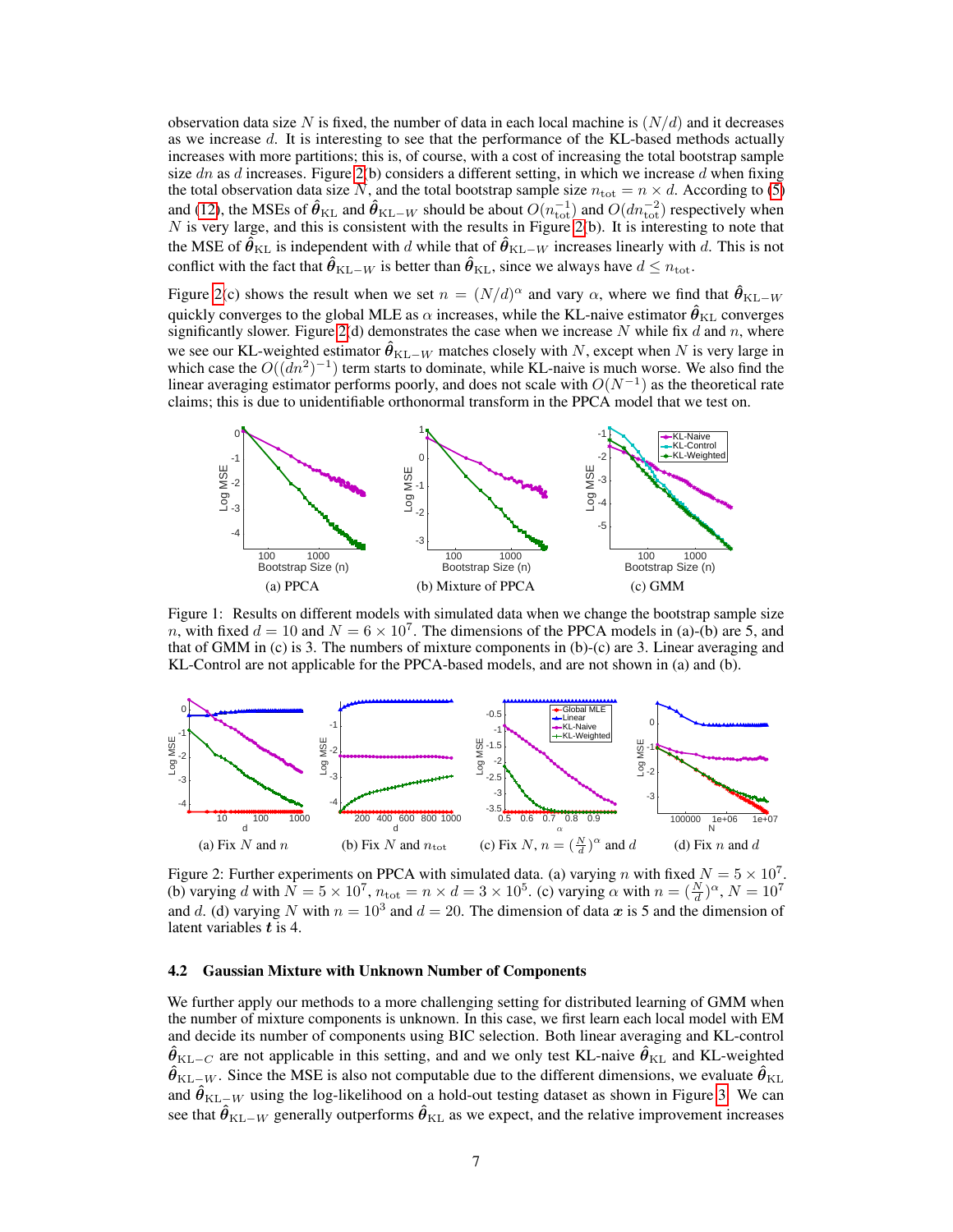observation data size $N$ is fixed, the number of data in each local machine is $(N/d)$ and it decreases as we increase $d$. It is interesting to see that the performance of the KL-based methods actually increases with more partitions; this is, of course, with a cost of increasing the total bootstrap sample size $dn$ as $d$ increases. Figure 2(b) considers a different setting, in which we increase $d$ when fixing the total observation data size $N$, and the total bootstrap sample size $n_{\text{tot}} = n \times d$. According to (5) and (12), the MSEs of $\hat{\boldsymbol{\theta}}_{\text{KL}}$ and $\hat{\boldsymbol{\theta}}_{\text{KL}-W}$ should be about $O(n_{\text{tot}}^{-1})$ and $O(dn_{\text{tot}}^{-2})$ respectively when $N$ is very large, and this is consistent with the results in Figure 2(b). It is interesting to note that the MSE of $\hat{\boldsymbol{\theta}}_{\text{KL}}$ is independent with $d$ while that of $\hat{\boldsymbol{\theta}}_{\text{KL}-W}$ increases linearly with $d$. This is not conflict with the fact that $\hat{\boldsymbol{\theta}}_{\text{KL}-W}$ is better than $\hat{\boldsymbol{\theta}}_{\text{KL}}$, since we always have $d \leq n_{\text{tot}}$.

Figure 2(c) shows the result when we set $n = (N/d)^{\alpha}$ and vary $\alpha$, where we find that $\hat{\boldsymbol{\theta}}_{\text{KL}-W}$ quickly converges to the global MLE as $\alpha$ increases, while the KL-naive estimator $\hat{\boldsymbol{\theta}}_{\text{KL}}$ converges significantly slower. Figure 2(d) demonstrates the case when we increase $N$ while fix $d$ and $n$, where we see our KL-weighted estimator $\hat{\boldsymbol{\theta}}_{\text{KL}-W}$ matches closely with $N$, except when $N$ is very large in which case the $O((dn^2)^{-1})$ term starts to dominate, while KL-naive is much worse. We also find the linear averaging estimator performs poorly, and does not scale with $O(N^{-1})$ as the theoretical rate claims; this is due to unidentifiable orthonormal transform in the PPCA model that we test on.

Log MSE
Bootstrap Size (n)
100
1000
(a) PPCA

Log MSE
Bootstrap Size (n)
100
1000
(b) Mixture of PPCA

Log MSE
Bootstrap Size (n)
100
1000
KL-Naive
KL-Control
KL-Weighted
(c) GMM

Figure 1: Results on different models with simulated data when we change the bootstrap sample size $n$, with fixed $d = 10$ and $N = 6 \times 10^7$. The dimensions of the PPCA models in (a)-(b) are 5, and that of GMM in (c) is 3. The numbers of mixture components in (b)-(c) are 3. Linear averaging and KL-Control are not applicable for the PPCA-based models, and are not shown in (a) and (b).

Log MSE
d
(a) Fix $N$ and $n$

Log MSE
d
(b) Fix $N$ and $n_{\text{tot}}$

Log MSE
$\alpha$
Global MLE
Linear
KL-Naive
KL-Weighted
(c) Fix $N$, $n = (\frac{N}{d})^{\alpha}$ and $d$

Log MSE
N
(d) Fix $n$ and $d$

Figure 2: Further experiments on PPCA with simulated data. (a) varying $n$ with fixed $N = 5 \times 10^7$. (b) varying $d$ with $N = 5 \times 10^7$, $n_{\text{tot}} = n \times d = 3 \times 10^5$. (c) varying $\alpha$ with $n = (\frac{N}{d})^{\alpha}$, $N = 10^7$ and $d$. (d) varying $N$ with $n = 10^3$ and $d = 20$. The dimension of data $\boldsymbol{x}$ is 5 and the dimension of latent variables $\boldsymbol{t}$ is 4.

### 4.2 Gaussian Mixture with Unknown Number of Components

We further apply our methods to a more challenging setting for distributed learning of GMM when the number of mixture components is unknown. In this case, we first learn each local model with EM and decide its number of components using BIC selection. Both linear averaging and KL-control $\hat{\boldsymbol{\theta}}_{\text{KL}-C}$ are not applicable in this setting, and and we only test KL-naive $\hat{\boldsymbol{\theta}}_{\text{KL}}$ and KL-weighted $\hat{\boldsymbol{\theta}}_{\text{KL}-W}$. Since the MSE is also not computable due to the different dimensions, we evaluate $\hat{\boldsymbol{\theta}}_{\text{KL}}$ and $\hat{\boldsymbol{\theta}}_{\text{KL}-W}$ using the log-likelihood on a hold-out testing dataset as shown in Figure 3. We can see that $\hat{\boldsymbol{\theta}}_{\text{KL}-W}$ generally outperforms $\hat{\boldsymbol{\theta}}_{\text{KL}}$ as we expect, and the relative improvement increases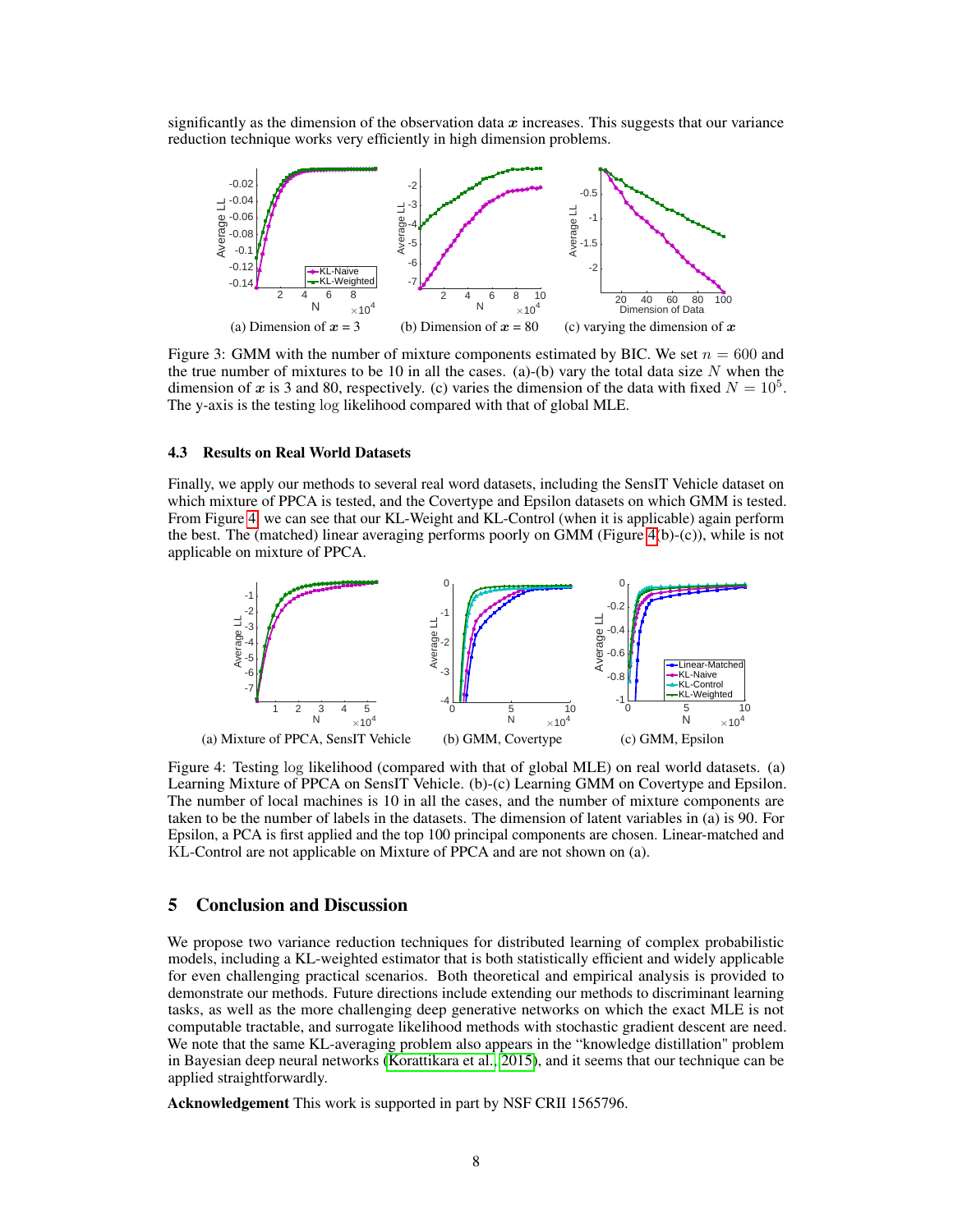significantly as the dimension of the observation data $\boldsymbol{x}$ increases. This suggests that our variance reduction technique works very efficiently in high dimension problems.

-0.02
-0.04
-0.06
-0.08
-0.1
-0.12
-0.14
Average LL
KL-Naive
KL-Weighted
2 4 6 8
N
$\times 10^4$

(a) Dimension of $\boldsymbol{x} = 3$

-2
-3
-4
-5
-6
-7
Average LL
2 4 6 8 10
N
$\times 10^4$

(b) Dimension of $\boldsymbol{x} = 80$

-0.5
-1
-1.5
-2
Average LL
20 40 60 80 100
Dimension of Data

(c) varying the dimension of $\boldsymbol{x}$

Figure 3: GMM with the number of mixture components estimated by BIC. We set $n = 600$ and the true number of mixtures to be 10 in all the cases. (a)-(b) vary the total data size $N$ when the dimension of $\boldsymbol{x}$ is 3 and 80, respectively. (c) varies the dimension of the data with fixed $N = 10^5$. The y-axis is the testing log likelihood compared with that of global MLE.

### 4.3 Results on Real World Datasets

Finally, we apply our methods to several real word datasets, including the SensIT Vehicle dataset on which mixture of PPCA is tested, and the Covertype and Epsilon datasets on which GMM is tested. From Figure 4, we can see that our KL-Weight and KL-Control (when it is applicable) again perform the best. The (matched) linear averaging performs poorly on GMM (Figure 4(b)-(c)), while is not applicable on mixture of PPCA.

-1
-2
-3
-4
-5
-6
-7
Average LL
1 2 3 4 5
N
$\times 10^4$

(a) Mixture of PPCA, SensIT Vehicle

0
-1
-2
-3
-4
Average LL
0 5 10
N
$\times 10^4$

(b) GMM, Covertype

0
-0.2
-0.4
-0.6
-0.8
-1
Average LL
Linear-Matched
KL-Naive
KL-Control
KL-Weighted
0 5 10
N
$\times 10^4$

(c) GMM, Epsilon

Figure 4: Testing log likelihood (compared with that of global MLE) on real world datasets. (a) Learning Mixture of PPCA on SensIT Vehicle. (b)-(c) Learning GMM on Covertype and Epsilon. The number of local machines is 10 in all the cases, and the number of mixture components are taken to be the number of labels in the datasets. The dimension of latent variables in (a) is 90. For Epsilon, a PCA is first applied and the top 100 principal components are chosen. Linear-matched and KL-Control are not applicable on Mixture of PPCA and are not shown on (a).

## 5 Conclusion and Discussion

We propose two variance reduction techniques for distributed learning of complex probabilistic models, including a KL-weighted estimator that is both statistically efficient and widely applicable for even challenging practical scenarios. Both theoretical and empirical analysis is provided to demonstrate our methods. Future directions include extending our methods to discriminant learning tasks, as well as the more challenging deep generative networks on which the exact MLE is not computable tractable, and surrogate likelihood methods with stochastic gradient descent are need. We note that the same KL-averaging problem also appears in the "knowledge distillation" problem in Bayesian deep neural networks (Korattikara et al., 2015), and it seems that our technique can be applied straightforwardly.

**Acknowledgement** This work is supported in part by NSF CRII 1565796.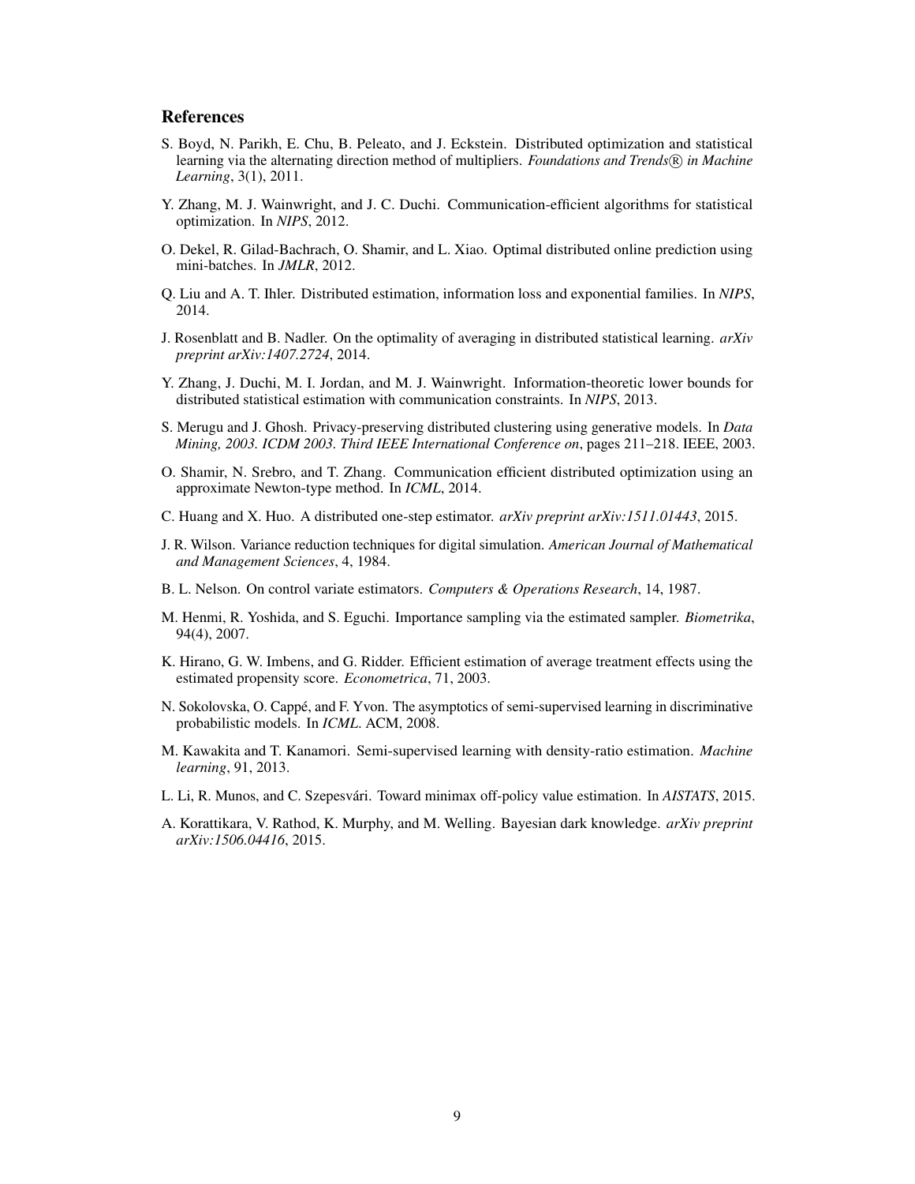## References

S. Boyd, N. Parikh, E. Chu, B. Peleato, and J. Eckstein. Distributed optimization and statistical learning via the alternating direction method of multipliers. *Foundations and Trends® in Machine Learning*, 3(1), 2011.

Y. Zhang, M. J. Wainwright, and J. C. Duchi. Communication-efficient algorithms for statistical optimization. In *NIPS*, 2012.

O. Dekel, R. Gilad-Bachrach, O. Shamir, and L. Xiao. Optimal distributed online prediction using mini-batches. In *JMLR*, 2012.

Q. Liu and A. T. Ihler. Distributed estimation, information loss and exponential families. In *NIPS*, 2014.

J. Rosenblatt and B. Nadler. On the optimality of averaging in distributed statistical learning. *arXiv preprint arXiv:1407.2724*, 2014.

Y. Zhang, J. Duchi, M. I. Jordan, and M. J. Wainwright. Information-theoretic lower bounds for distributed statistical estimation with communication constraints. In *NIPS*, 2013.

S. Merugu and J. Ghosh. Privacy-preserving distributed clustering using generative models. In *Data Mining, 2003. ICDM 2003. Third IEEE International Conference on*, pages 211–218. IEEE, 2003.

O. Shamir, N. Srebro, and T. Zhang. Communication efficient distributed optimization using an approximate Newton-type method. In *ICML*, 2014.

C. Huang and X. Huo. A distributed one-step estimator. *arXiv preprint arXiv:1511.01443*, 2015.

J. R. Wilson. Variance reduction techniques for digital simulation. *American Journal of Mathematical and Management Sciences*, 4, 1984.

B. L. Nelson. On control variate estimators. *Computers & Operations Research*, 14, 1987.

M. Henmi, R. Yoshida, and S. Eguchi. Importance sampling via the estimated sampler. *Biometrika*, 94(4), 2007.

K. Hirano, G. W. Imbens, and G. Ridder. Efficient estimation of average treatment effects using the estimated propensity score. *Econometrica*, 71, 2003.

N. Sokolovska, O. Cappé, and F. Yvon. The asymptotics of semi-supervised learning in discriminative probabilistic models. In *ICML*. ACM, 2008.

M. Kawakita and T. Kanamori. Semi-supervised learning with density-ratio estimation. *Machine learning*, 91, 2013.

L. Li, R. Munos, and C. Szepesvári. Toward minimax off-policy value estimation. In *AISTATS*, 2015.

A. Korattikara, V. Rathod, K. Murphy, and M. Welling. Bayesian dark knowledge. *arXiv preprint arXiv:1506.04416*, 2015.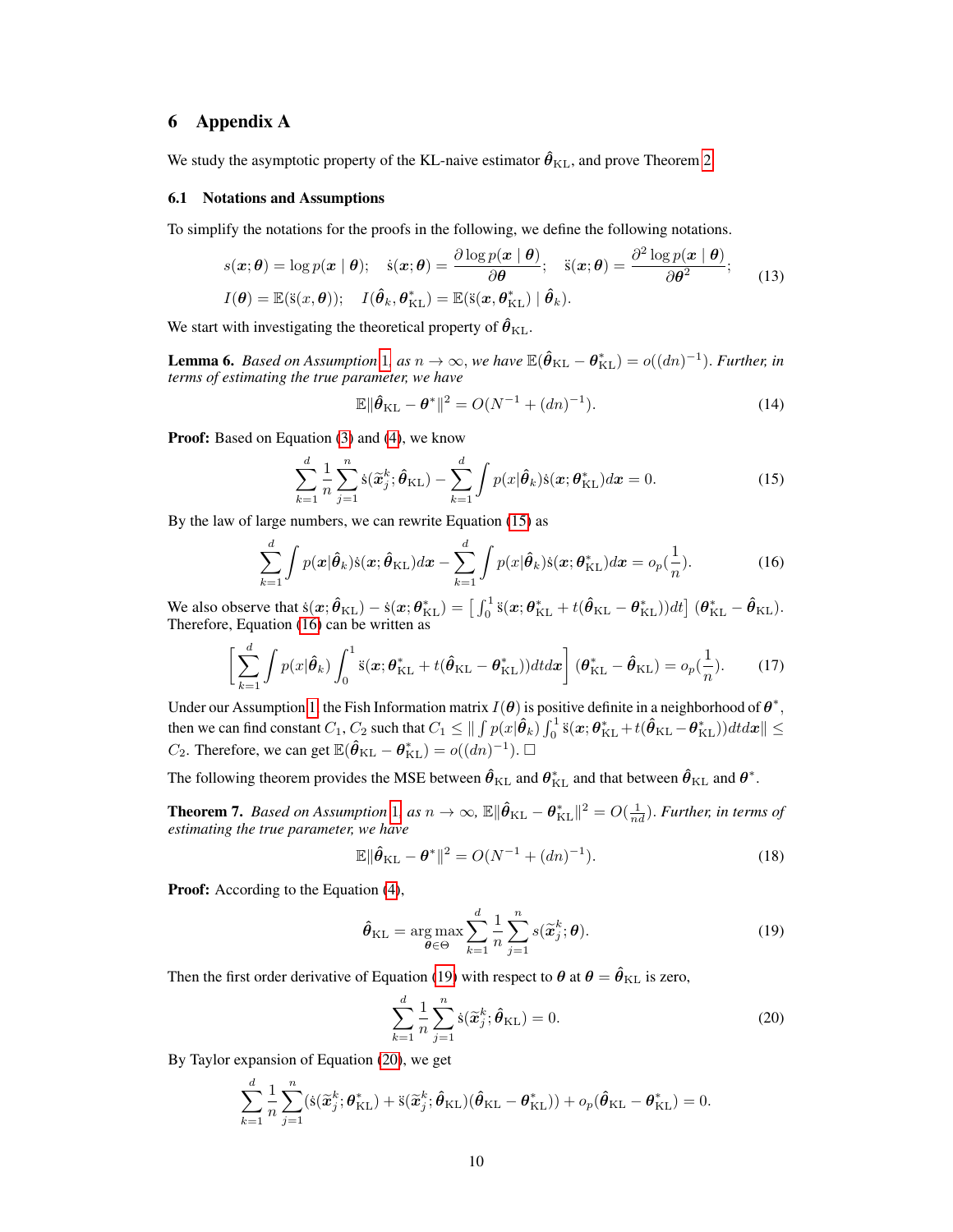# 6 Appendix A

We study the asymptotic property of the KL-naive estimator $\hat{\boldsymbol{\theta}}_{\mathrm{KL}}$, and prove Theorem 2.

## 6.1 Notations and Assumptions

To simplify the notations for the proofs in the following, we define the following notations.

$$
\begin{aligned}
& s(\boldsymbol{x};\boldsymbol{\theta}) = \log p(\boldsymbol{x} \mid \boldsymbol{\theta}); \quad \dot{s}(\boldsymbol{x};\boldsymbol{\theta}) = \frac{\partial \log p(\boldsymbol{x} \mid \boldsymbol{\theta})}{\partial \boldsymbol{\theta}}; \quad \ddot{s}(\boldsymbol{x};\boldsymbol{\theta}) = \frac{\partial^2 \log p(\boldsymbol{x} \mid \boldsymbol{\theta})}{\partial \boldsymbol{\theta}^2}; \\
& I(\boldsymbol{\theta}) = \mathbb{E}(\ddot{s}(x,\boldsymbol{\theta})); \quad I(\hat{\boldsymbol{\theta}}_k, \boldsymbol{\theta}^*_{\mathrm{KL}}) = \mathbb{E}(\ddot{s}(\boldsymbol{x},\boldsymbol{\theta}^*_{\mathrm{KL}}) \mid \hat{\boldsymbol{\theta}}_k).
\end{aligned} \tag{13}
$$

We start with investigating the theoretical property of $\hat{\boldsymbol{\theta}}_{\mathrm{KL}}$.

**Lemma 6.** *Based on Assumption 1, as $n \to \infty$, we have $\mathbb{E}(\hat{\boldsymbol{\theta}}_{\mathrm{KL}} - \boldsymbol{\theta}^*_{\mathrm{KL}}) = o((dn)^{-1})$. Further, in terms of estimating the true parameter, we have*

$$
\mathbb{E}\|\hat{\boldsymbol{\theta}}_{\mathrm{KL}} - \boldsymbol{\theta}^*\|^2 = O(N^{-1} + (dn)^{-1}). \tag{14}
$$

**Proof:** Based on Equation (3) and (4), we know

$$
\sum_{k=1}^{d} \frac{1}{n} \sum_{j=1}^{n} \dot{s}(\tilde{\boldsymbol{x}}_j^k; \hat{\boldsymbol{\theta}}_{\mathrm{KL}}) - \sum_{k=1}^{d} \int p(x|\hat{\boldsymbol{\theta}}_k) \dot{s}(\boldsymbol{x}; \boldsymbol{\theta}^*_{\mathrm{KL}}) d\boldsymbol{x} = 0. \tag{15}
$$

By the law of large numbers, we can rewrite Equation (15) as

$$
\sum_{k=1}^{d} \int p(\boldsymbol{x}|\hat{\boldsymbol{\theta}}_k) \dot{s}(\boldsymbol{x}; \hat{\boldsymbol{\theta}}_{\mathrm{KL}}) d\boldsymbol{x} - \sum_{k=1}^{d} \int p(\boldsymbol{x}|\hat{\boldsymbol{\theta}}_k) \dot{s}(\boldsymbol{x}; \boldsymbol{\theta}^*_{\mathrm{KL}}) d\boldsymbol{x} = o_p(\frac{1}{n}). \tag{16}
$$

We also observe that $\dot{s}(\boldsymbol{x};\hat{\boldsymbol{\theta}}_{\mathrm{KL}}) - \dot{s}(\boldsymbol{x};\boldsymbol{\theta}^*_{\mathrm{KL}}) = \left[\int_0^1 \ddot{s}(\boldsymbol{x};\boldsymbol{\theta}^*_{\mathrm{KL}} + t(\hat{\boldsymbol{\theta}}_{\mathrm{KL}} - \boldsymbol{\theta}^*_{\mathrm{KL}}))dt\right] (\boldsymbol{\theta}^*_{\mathrm{KL}} - \hat{\boldsymbol{\theta}}_{\mathrm{KL}})$. Therefore, Equation (16) can be written as

$$
\left[\sum_{k=1}^{d} \int p(x|\hat{\boldsymbol{\theta}}_k) \int_0^1 \ddot{s}(\boldsymbol{x};\boldsymbol{\theta}^*_{\mathrm{KL}} + t(\hat{\boldsymbol{\theta}}_{\mathrm{KL}} - \boldsymbol{\theta}^*_{\mathrm{KL}}))dtd\boldsymbol{x}\right] (\boldsymbol{\theta}^*_{\mathrm{KL}} - \hat{\boldsymbol{\theta}}_{\mathrm{KL}}) = o_p(\frac{1}{n}). \tag{17}
$$

Under our Assumption 1, the Fish Information matrix $I(\boldsymbol{\theta})$ is positive definite in a neighborhood of $\boldsymbol{\theta}^*$, then we can find constant $C_1, C_2$ such that $C_1 \leq \| \int p(x|\hat{\boldsymbol{\theta}}_k) \int_0^1 \ddot{s}(\boldsymbol{x};\boldsymbol{\theta}^*_{\mathrm{KL}} + t(\hat{\boldsymbol{\theta}}_{\mathrm{KL}} - \boldsymbol{\theta}^*_{\mathrm{KL}}))dtd\boldsymbol{x}\| \leq C_2$. Therefore, we can get $\mathbb{E}(\hat{\boldsymbol{\theta}}_{\mathrm{KL}} - \boldsymbol{\theta}^*_{\mathrm{KL}}) = o((dn)^{-1})$. □

The following theorem provides the MSE between $\hat{\boldsymbol{\theta}}_{\mathrm{KL}}$ and $\boldsymbol{\theta}^*_{\mathrm{KL}}$ and that between $\hat{\boldsymbol{\theta}}_{\mathrm{KL}}$ and $\boldsymbol{\theta}^*$.

**Theorem 7.** *Based on Assumption 1, as $n \to \infty$, $\mathbb{E}\|\hat{\boldsymbol{\theta}}_{\mathrm{KL}} - \boldsymbol{\theta}^*_{\mathrm{KL}}\|^2 = O(\frac{1}{nd})$. Further, in terms of estimating the true parameter, we have*

$$
\mathbb{E}\|\hat{\boldsymbol{\theta}}_{\mathrm{KL}} - \boldsymbol{\theta}^*\|^2 = O(N^{-1} + (dn)^{-1}). \tag{18}
$$

**Proof:** According to the Equation (4),

$$
\hat{\boldsymbol{\theta}}_{\mathrm{KL}} = \arg\max_{\boldsymbol{\theta} \in \Theta} \sum_{k=1}^{d} \frac{1}{n} \sum_{j=1}^{n} s(\tilde{\boldsymbol{x}}_j^k; \boldsymbol{\theta}). \tag{19}
$$

Then the first order derivative of Equation (19) with respect to $\boldsymbol{\theta}$ at $\boldsymbol{\theta} = \hat{\boldsymbol{\theta}}_{\mathrm{KL}}$ is zero,

$$
\sum_{k=1}^{d} \frac{1}{n} \sum_{j=1}^{n} \dot{s}(\tilde{\boldsymbol{x}}_j^k; \hat{\boldsymbol{\theta}}_{\mathrm{KL}}) = 0. \tag{20}
$$

By Taylor expansion of Equation (20), we get

$$
\sum_{k=1}^{d} \frac{1}{n} \sum_{j=1}^{n} (\dot{s}(\tilde{\boldsymbol{x}}_j^k; \boldsymbol{\theta}^*_{\mathrm{KL}}) + \ddot{s}(\tilde{\boldsymbol{x}}_j^k; \hat{\boldsymbol{\theta}}_{\mathrm{KL}})(\hat{\boldsymbol{\theta}}_{\mathrm{KL}} - \boldsymbol{\theta}^*_{\mathrm{KL}})) + o_p(\hat{\boldsymbol{\theta}}_{\mathrm{KL}} - \boldsymbol{\theta}^*_{\mathrm{KL}}) = 0.
$$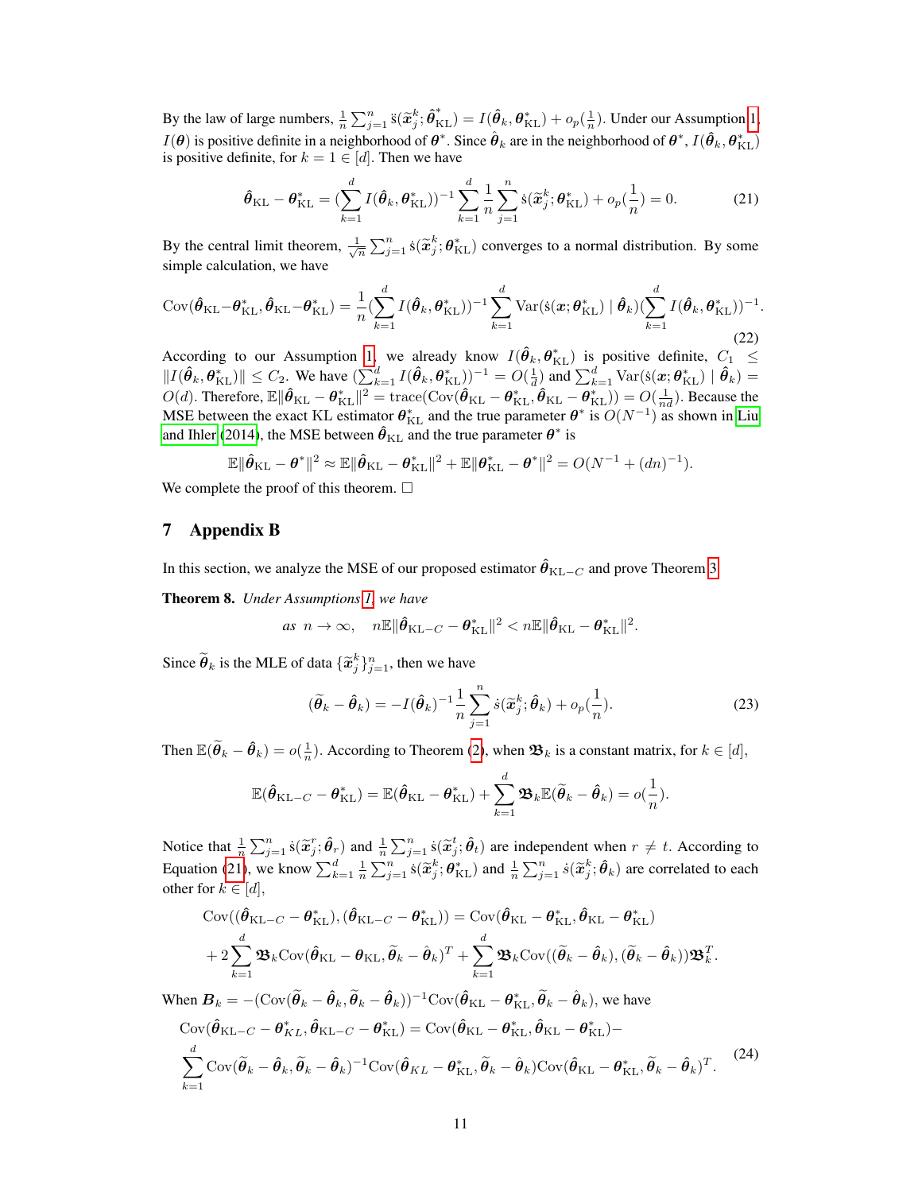By the law of large numbers, $\frac{1}{n}\sum_{j=1}^{n} \ddot{s}(\widetilde{\boldsymbol{x}}_j^k; \hat{\boldsymbol{\theta}}_{\text{KL}}^*) = I(\hat{\boldsymbol{\theta}}_k, \boldsymbol{\theta}_{\text{KL}}^*) + o_p(\frac{1}{n})$. Under our Assumption 1, $I(\boldsymbol{\theta})$ is positive definite in a neighborhood of $\boldsymbol{\theta}^*$. Since $\hat{\boldsymbol{\theta}}_k$ are in the neighborhood of $\boldsymbol{\theta}^*$, $I(\hat{\boldsymbol{\theta}}_k, \boldsymbol{\theta}_{\text{KL}}^*)$ is positive definite, for $k = 1 \in [d]$. Then we have

$$\hat{\boldsymbol{\theta}}_{\text{KL}} - \boldsymbol{\theta}_{\text{KL}}^* = (\sum_{k=1}^{d} I(\hat{\boldsymbol{\theta}}_k, \boldsymbol{\theta}_{\text{KL}}^*))^{-1} \sum_{k=1}^{d} \frac{1}{n} \sum_{j=1}^{n} \dot{s}(\widetilde{\boldsymbol{x}}_j^k; \boldsymbol{\theta}_{\text{KL}}^*) + o_p(\frac{1}{n}) = 0. \tag{21}$$

By the central limit theorem, $\frac{1}{\sqrt{n}}\sum_{j=1}^{n} \dot{s}(\widetilde{\boldsymbol{x}}_j^k; \boldsymbol{\theta}_{\text{KL}}^*)$ converges to a normal distribution. By some simple calculation, we have

$$\text{Cov}(\hat{\boldsymbol{\theta}}_{\text{KL}} - \boldsymbol{\theta}_{\text{KL}}^*, \hat{\boldsymbol{\theta}}_{\text{KL}} - \boldsymbol{\theta}_{\text{KL}}^*) = \frac{1}{n}(\sum_{k=1}^{d} I(\hat{\boldsymbol{\theta}}_k, \boldsymbol{\theta}_{\text{KL}}^*))^{-1} \sum_{k=1}^{d} \text{Var}(\dot{s}(\boldsymbol{x}; \boldsymbol{\theta}_{\text{KL}}^*) \mid \hat{\boldsymbol{\theta}}_k)(\sum_{k=1}^{d} I(\hat{\boldsymbol{\theta}}_k, \boldsymbol{\theta}_{\text{KL}}^*))^{-1}. \tag{22}$$

According to our Assumption 1, we already know $I(\hat{\boldsymbol{\theta}}_k, \boldsymbol{\theta}_{\text{KL}}^*)$ is positive definite, $C_1 \leq \|I(\hat{\boldsymbol{\theta}}_k, \boldsymbol{\theta}_{\text{KL}}^*)\| \leq C_2$. We have $(\sum_{k=1}^{d} I(\hat{\boldsymbol{\theta}}_k, \boldsymbol{\theta}_{\text{KL}}^*))^{-1} = O(\frac{1}{d})$ and $\sum_{k=1}^{d} \text{Var}(\dot{s}(\boldsymbol{x}; \boldsymbol{\theta}_{\text{KL}}^*) \mid \hat{\boldsymbol{\theta}}_k) = O(d)$. Therefore, $\mathbb{E}\|\hat{\boldsymbol{\theta}}_{\text{KL}} - \boldsymbol{\theta}_{\text{KL}}^*\|^2 = \text{trace}(\text{Cov}(\hat{\boldsymbol{\theta}}_{\text{KL}} - \boldsymbol{\theta}_{\text{KL}}^*, \hat{\boldsymbol{\theta}}_{\text{KL}} - \boldsymbol{\theta}_{\text{KL}}^*)) = O(\frac{1}{nd})$. Because the MSE between the exact KL estimator $\boldsymbol{\theta}_{\text{KL}}^*$ and the true parameter $\boldsymbol{\theta}^*$ is $O(N^{-1})$ as shown in Liu and Ihler (2014), the MSE between $\hat{\boldsymbol{\theta}}_{\text{KL}}$ and the true parameter $\boldsymbol{\theta}^*$ is

$$\mathbb{E}\|\hat{\boldsymbol{\theta}}_{\text{KL}} - \boldsymbol{\theta}^*\|^2 \approx \mathbb{E}\|\hat{\boldsymbol{\theta}}_{\text{KL}} - \boldsymbol{\theta}_{\text{KL}}^*\|^2 + \mathbb{E}\|\boldsymbol{\theta}_{\text{KL}}^* - \boldsymbol{\theta}^*\|^2 = O(N^{-1} + (dn)^{-1}).$$

We complete the proof of this theorem. □

# 7 Appendix B

In this section, we analyze the MSE of our proposed estimator $\hat{\boldsymbol{\theta}}_{\text{KL}-C}$ and prove Theorem 3.

**Theorem 8.** *Under Assumptions 1, we have*

$$\text{as} \;\; n \to \infty, \quad n\mathbb{E}\|\hat{\boldsymbol{\theta}}_{\text{KL}-C} - \boldsymbol{\theta}_{\text{KL}}^*\|^2 < n\mathbb{E}\|\hat{\boldsymbol{\theta}}_{\text{KL}} - \boldsymbol{\theta}_{\text{KL}}^*\|^2.$$

Since $\widetilde{\boldsymbol{\theta}}_k$ is the MLE of data $\{\widetilde{\boldsymbol{x}}_j^k\}_{j=1}^n$, then we have

$$(\widetilde{\boldsymbol{\theta}}_k - \hat{\boldsymbol{\theta}}_k) = -I(\hat{\boldsymbol{\theta}}_k)^{-1}\frac{1}{n}\sum_{j=1}^{n} \dot{s}(\widetilde{\boldsymbol{x}}_j^k; \hat{\boldsymbol{\theta}}_k) + o_p(\frac{1}{n}). \tag{23}$$

Then $\mathbb{E}(\widetilde{\boldsymbol{\theta}}_k - \hat{\boldsymbol{\theta}}_k) = o(\frac{1}{n})$. According to Theorem (2), when $\mathfrak{B}_k$ is a constant matrix, for $k \in [d]$,

$$\mathbb{E}(\hat{\boldsymbol{\theta}}_{\text{KL}-C} - \boldsymbol{\theta}_{\text{KL}}^*) = \mathbb{E}(\hat{\boldsymbol{\theta}}_{\text{KL}} - \boldsymbol{\theta}_{\text{KL}}^*) + \sum_{k=1}^{d} \mathfrak{B}_k \mathbb{E}(\widetilde{\boldsymbol{\theta}}_k - \hat{\boldsymbol{\theta}}_k) = o(\frac{1}{n}).$$

Notice that $\frac{1}{n}\sum_{j=1}^{n} \dot{s}(\widetilde{\boldsymbol{x}}_j^r; \hat{\boldsymbol{\theta}}_r)$ and $\frac{1}{n}\sum_{j=1}^{n} \dot{s}(\widetilde{\boldsymbol{x}}_j^t; \hat{\boldsymbol{\theta}}_t)$ are independent when $r \neq t$. According to Equation (21), we know $\sum_{k=1}^{d}\frac{1}{n}\sum_{j=1}^{n} \dot{s}(\widetilde{\boldsymbol{x}}_j^k; \boldsymbol{\theta}_{\text{KL}}^*)$ and $\frac{1}{n}\sum_{j=1}^{n} \dot{s}(\widetilde{\boldsymbol{x}}_j^k; \hat{\boldsymbol{\theta}}_k)$ are correlated to each other for $k \in [d]$,

$$\begin{aligned}
&\text{Cov}((\hat{\boldsymbol{\theta}}_{\text{KL}-C} - \boldsymbol{\theta}_{\text{KL}}^*), (\hat{\boldsymbol{\theta}}_{\text{KL}-C} - \boldsymbol{\theta}_{\text{KL}}^*)) = \text{Cov}(\hat{\boldsymbol{\theta}}_{\text{KL}} - \boldsymbol{\theta}_{\text{KL}}^*, \hat{\boldsymbol{\theta}}_{\text{KL}} - \boldsymbol{\theta}_{\text{KL}}^*) \\
&+ 2\sum_{k=1}^{d} \mathfrak{B}_k \text{Cov}(\hat{\boldsymbol{\theta}}_{\text{KL}} - \boldsymbol{\theta}_{\text{KL}}, \widetilde{\boldsymbol{\theta}}_k - \hat{\boldsymbol{\theta}}_k)^T + \sum_{k=1}^{d} \mathfrak{B}_k \text{Cov}((\widetilde{\boldsymbol{\theta}}_k - \hat{\boldsymbol{\theta}}_k), (\widetilde{\boldsymbol{\theta}}_k - \hat{\boldsymbol{\theta}}_k))\mathfrak{B}_k^T.
\end{aligned}$$

When $\boldsymbol{B}_k = -(\text{Cov}(\widetilde{\boldsymbol{\theta}}_k - \hat{\boldsymbol{\theta}}_k, \widetilde{\boldsymbol{\theta}}_k - \hat{\boldsymbol{\theta}}_k))^{-1}\text{Cov}(\hat{\boldsymbol{\theta}}_{\text{KL}} - \boldsymbol{\theta}_{\text{KL}}^*, \widetilde{\boldsymbol{\theta}}_k - \hat{\boldsymbol{\theta}}_k)$, we have

$$\begin{aligned}
&\text{Cov}(\hat{\boldsymbol{\theta}}_{\text{KL}-C} - \boldsymbol{\theta}_{KL}^*, \hat{\boldsymbol{\theta}}_{\text{KL}-C} - \boldsymbol{\theta}_{\text{KL}}^*) = \text{Cov}(\hat{\boldsymbol{\theta}}_{\text{KL}} - \boldsymbol{\theta}_{\text{KL}}^*, \hat{\boldsymbol{\theta}}_{\text{KL}} - \boldsymbol{\theta}_{\text{KL}}^*) - \\
&\sum_{k=1}^{d} \text{Cov}(\widetilde{\boldsymbol{\theta}}_k - \hat{\boldsymbol{\theta}}_k, \widetilde{\boldsymbol{\theta}}_k - \hat{\boldsymbol{\theta}}_k)^{-1}\text{Cov}(\hat{\boldsymbol{\theta}}_{KL} - \boldsymbol{\theta}_{\text{KL}}^*, \widetilde{\boldsymbol{\theta}}_k - \hat{\boldsymbol{\theta}}_k)\text{Cov}(\hat{\boldsymbol{\theta}}_{\text{KL}} - \boldsymbol{\theta}_{\text{KL}}^*, \widetilde{\boldsymbol{\theta}}_k - \hat{\boldsymbol{\theta}}_k)^T.
\end{aligned} \tag{24}$$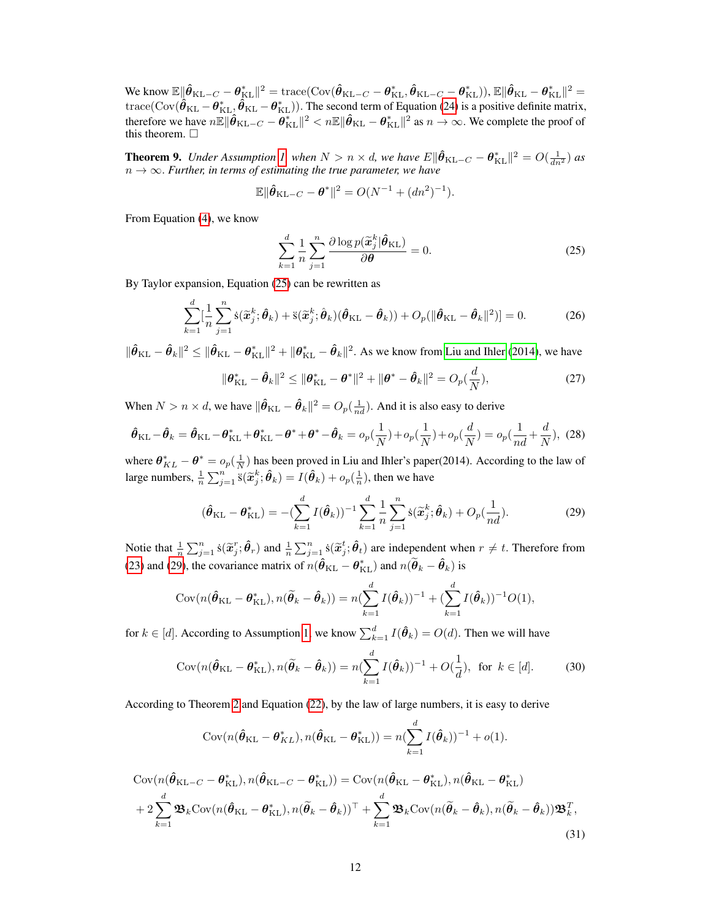We know $\mathbb{E}\|\hat{\boldsymbol{\theta}}_{\mathrm{KL}-C} - \boldsymbol{\theta}^*_{\mathrm{KL}}\|^2 = \mathrm{trace}(\mathrm{Cov}(\hat{\boldsymbol{\theta}}_{\mathrm{KL}-C} - \boldsymbol{\theta}^*_{\mathrm{KL}}, \hat{\boldsymbol{\theta}}_{\mathrm{KL}-C} - \boldsymbol{\theta}^*_{\mathrm{KL}}))$, $\mathbb{E}\|\hat{\boldsymbol{\theta}}_{\mathrm{KL}} - \boldsymbol{\theta}^*_{\mathrm{KL}}\|^2 = \mathrm{trace}(\mathrm{Cov}(\hat{\boldsymbol{\theta}}_{\mathrm{KL}} - \boldsymbol{\theta}^*_{\mathrm{KL}}, \hat{\boldsymbol{\theta}}_{\mathrm{KL}} - \boldsymbol{\theta}^*_{\mathrm{KL}}))$. The second term of Equation (24) is a positive definite matrix, therefore we have $n\mathbb{E}\|\hat{\boldsymbol{\theta}}_{\mathrm{KL}-C} - \boldsymbol{\theta}^*_{\mathrm{KL}}\|^2 < n\mathbb{E}\|\hat{\boldsymbol{\theta}}_{\mathrm{KL}} - \boldsymbol{\theta}^*_{\mathrm{KL}}\|^2$ as $n \to \infty$. We complete the proof of this theorem. □

**Theorem 9.** *Under Assumption 1, when $N > n \times d$, we have $E\|\hat{\boldsymbol{\theta}}_{\mathrm{KL}-C} - \boldsymbol{\theta}^*_{\mathrm{KL}}\|^2 = O(\frac{1}{dn^2})$ as $n \to \infty$. Further, in terms of estimating the true parameter, we have*

$$\mathbb{E}\|\hat{\boldsymbol{\theta}}_{\mathrm{KL}-C} - \boldsymbol{\theta}^*\|^2 = O(N^{-1} + (dn^2)^{-1}).$$

From Equation (4), we know

$$\sum_{k=1}^{d} \frac{1}{n} \sum_{j=1}^{n} \frac{\partial \log p(\widetilde{\boldsymbol{x}}_j^k | \hat{\boldsymbol{\theta}}_{\mathrm{KL}})}{\partial \boldsymbol{\theta}} = 0. \tag{25}$$

By Taylor expansion, Equation (25) can be rewritten as

$$\sum_{k=1}^{d} [\frac{1}{n} \sum_{j=1}^{n} \dot{\mathrm{s}}(\widetilde{\boldsymbol{x}}_j^k; \hat{\boldsymbol{\theta}}_k) + \ddot{\mathrm{s}}(\widetilde{\boldsymbol{x}}_j^k; \hat{\boldsymbol{\theta}}_k)(\hat{\boldsymbol{\theta}}_{\mathrm{KL}} - \hat{\boldsymbol{\theta}}_k)) + O_p(\|\hat{\boldsymbol{\theta}}_{\mathrm{KL}} - \hat{\boldsymbol{\theta}}_k\|^2)] = 0. \tag{26}$$

$\|\hat{\boldsymbol{\theta}}_{\mathrm{KL}} - \hat{\boldsymbol{\theta}}_k\|^2 \leq \|\hat{\boldsymbol{\theta}}_{\mathrm{KL}} - \boldsymbol{\theta}^*_{\mathrm{KL}}\|^2 + \|\boldsymbol{\theta}^*_{\mathrm{KL}} - \hat{\boldsymbol{\theta}}_k\|^2$. As we know from Liu and Ihler (2014), we have

$$\|\boldsymbol{\theta}^*_{\mathrm{KL}} - \hat{\boldsymbol{\theta}}_k\|^2 \leq \|\boldsymbol{\theta}^*_{\mathrm{KL}} - \boldsymbol{\theta}^*\|^2 + \|\boldsymbol{\theta}^* - \hat{\boldsymbol{\theta}}_k\|^2 = O_p(\frac{d}{N}), \tag{27}$$

When $N > n \times d$, we have $\|\hat{\boldsymbol{\theta}}_{\mathrm{KL}} - \hat{\boldsymbol{\theta}}_k\|^2 = O_p(\frac{1}{nd})$. And it is also easy to derive

$$\hat{\boldsymbol{\theta}}_{\mathrm{KL}} - \hat{\boldsymbol{\theta}}_k = \hat{\boldsymbol{\theta}}_{\mathrm{KL}} - \boldsymbol{\theta}^*_{\mathrm{KL}} + \boldsymbol{\theta}^*_{\mathrm{KL}} - \boldsymbol{\theta}^* + \boldsymbol{\theta}^* - \hat{\boldsymbol{\theta}}_k = o_p(\frac{1}{N}) + o_p(\frac{1}{N}) + o_p(\frac{d}{N}) = o_p(\frac{1}{nd} + \frac{d}{N}), \tag{28}$$

where $\boldsymbol{\theta}^*_{KL} - \boldsymbol{\theta}^* = o_p(\frac{1}{N})$ has been proved in Liu and Ihler's paper(2014). According to the law of large numbers, $\frac{1}{n}\sum_{j=1}^{n} \ddot{\mathrm{s}}(\widetilde{\boldsymbol{x}}_j^k; \hat{\boldsymbol{\theta}}_k) = I(\hat{\boldsymbol{\theta}}_k) + o_p(\frac{1}{n})$, then we have

$$(\hat{\boldsymbol{\theta}}_{\mathrm{KL}} - \boldsymbol{\theta}^*_{\mathrm{KL}}) = -(\sum_{k=1}^{d} I(\hat{\boldsymbol{\theta}}_k))^{-1} \sum_{k=1}^{d} \frac{1}{n} \sum_{j=1}^{n} \dot{\mathrm{s}}(\widetilde{\boldsymbol{x}}_j^k; \hat{\boldsymbol{\theta}}_k) + O_p(\frac{1}{nd}). \tag{29}$$

Notie that $\frac{1}{n}\sum_{j=1}^{n} \dot{\mathrm{s}}(\widetilde{\boldsymbol{x}}_j^r; \hat{\boldsymbol{\theta}}_r)$ and $\frac{1}{n}\sum_{j=1}^{n} \dot{\mathrm{s}}(\widetilde{\boldsymbol{x}}_j^t; \hat{\boldsymbol{\theta}}_t)$ are independent when $r \neq t$. Therefore from (23) and (29), the covariance matrix of $n(\hat{\boldsymbol{\theta}}_{\mathrm{KL}} - \boldsymbol{\theta}^*_{\mathrm{KL}})$ and $n(\widetilde{\boldsymbol{\theta}}_k - \hat{\boldsymbol{\theta}}_k)$ is

$$\mathrm{Cov}(n(\hat{\boldsymbol{\theta}}_{\mathrm{KL}} - \boldsymbol{\theta}^*_{\mathrm{KL}}), n(\widetilde{\boldsymbol{\theta}}_k - \hat{\boldsymbol{\theta}}_k)) = n(\sum_{k=1}^{d} I(\hat{\boldsymbol{\theta}}_k))^{-1} + (\sum_{k=1}^{d} I(\hat{\boldsymbol{\theta}}_k))^{-1} O(1),$$

for $k \in [d]$. According to Assumption 1, we know $\sum_{k=1}^{d} I(\hat{\boldsymbol{\theta}}_k) = O(d)$. Then we will have

$$\mathrm{Cov}(n(\hat{\boldsymbol{\theta}}_{\mathrm{KL}} - \boldsymbol{\theta}^*_{\mathrm{KL}}), n(\widetilde{\boldsymbol{\theta}}_k - \hat{\boldsymbol{\theta}}_k)) = n(\sum_{k=1}^{d} I(\hat{\boldsymbol{\theta}}_k))^{-1} + O(\frac{1}{d}), \quad \text{for } k \in [d]. \tag{30}$$

According to Theorem 2 and Equation (22), by the law of large numbers, it is easy to derive

$$\mathrm{Cov}(n(\hat{\boldsymbol{\theta}}_{\mathrm{KL}} - \boldsymbol{\theta}^*_{KL}), n(\hat{\boldsymbol{\theta}}_{\mathrm{KL}} - \boldsymbol{\theta}^*_{\mathrm{KL}})) = n(\sum_{k=1}^{d} I(\hat{\boldsymbol{\theta}}_k))^{-1} + o(1).$$

$$\begin{aligned}
&\mathrm{Cov}(n(\hat{\boldsymbol{\theta}}_{\mathrm{KL}-C} - \boldsymbol{\theta}^*_{\mathrm{KL}}), n(\hat{\boldsymbol{\theta}}_{\mathrm{KL}-C} - \boldsymbol{\theta}^*_{\mathrm{KL}})) = \mathrm{Cov}(n(\hat{\boldsymbol{\theta}}_{\mathrm{KL}} - \boldsymbol{\theta}^*_{\mathrm{KL}}), n(\hat{\boldsymbol{\theta}}_{\mathrm{KL}} - \boldsymbol{\theta}^*_{\mathrm{KL}}) \\
&+ 2\sum_{k=1}^{d} \mathfrak{B}_k \mathrm{Cov}(n(\hat{\boldsymbol{\theta}}_{\mathrm{KL}} - \boldsymbol{\theta}^*_{\mathrm{KL}}), n(\widetilde{\boldsymbol{\theta}}_k - \hat{\boldsymbol{\theta}}_k))^\top + \sum_{k=1}^{d} \mathfrak{B}_k \mathrm{Cov}(n(\widetilde{\boldsymbol{\theta}}_k - \hat{\boldsymbol{\theta}}_k), n(\widetilde{\boldsymbol{\theta}}_k - \hat{\boldsymbol{\theta}}_k)) \mathfrak{B}_k^T,
\end{aligned} \tag{31}$$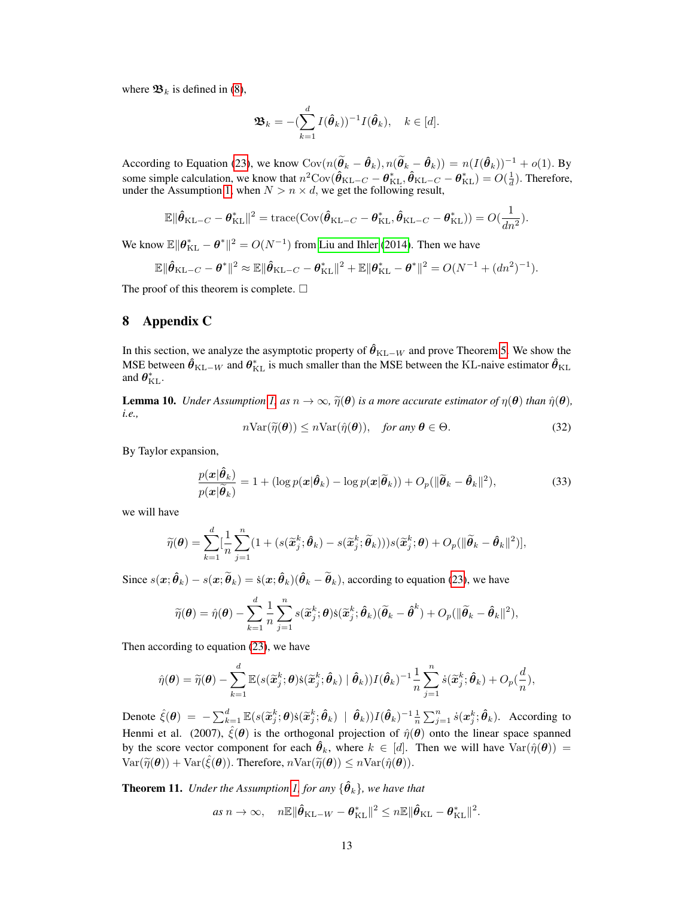where $\mathfrak{B}_k$ is defined in (8),

$$\mathfrak{B}_k = -(\sum_{k=1}^{d} I(\hat{\boldsymbol{\theta}}_k))^{-1} I(\hat{\boldsymbol{\theta}}_k), \quad k \in [d].$$

According to Equation (23), we know $\text{Cov}(n(\widetilde{\boldsymbol{\theta}}_k - \hat{\boldsymbol{\theta}}_k), n(\widetilde{\boldsymbol{\theta}}_k - \hat{\boldsymbol{\theta}}_k)) = n(I(\hat{\boldsymbol{\theta}}_k))^{-1} + o(1)$. By some simple calculation, we know that $n^2\text{Cov}(\hat{\boldsymbol{\theta}}_{\text{KL}-C} - \boldsymbol{\theta}^*_{\text{KL}}, \hat{\boldsymbol{\theta}}_{\text{KL}-C} - \boldsymbol{\theta}^*_{\text{KL}}) = O(\frac{1}{d})$. Therefore, under the Assumption 1, when $N > n \times d$, we get the following result,

$$\mathbb{E}\|\hat{\boldsymbol{\theta}}_{\text{KL}-C} - \boldsymbol{\theta}^*_{\text{KL}}\|^2 = \text{trace}(\text{Cov}(\hat{\boldsymbol{\theta}}_{\text{KL}-C} - \boldsymbol{\theta}^*_{\text{KL}}, \hat{\boldsymbol{\theta}}_{\text{KL}-C} - \boldsymbol{\theta}^*_{\text{KL}})) = O(\frac{1}{dn^2}).$$

We know $\mathbb{E}\|\boldsymbol{\theta}^*_{\text{KL}} - \boldsymbol{\theta}^*\|^2 = O(N^{-1})$ from Liu and Ihler (2014). Then we have

$$\mathbb{E}\|\hat{\boldsymbol{\theta}}_{\text{KL}-C} - \boldsymbol{\theta}^*\|^2 \approx \mathbb{E}\|\hat{\boldsymbol{\theta}}_{\text{KL}-C} - \boldsymbol{\theta}^*_{\text{KL}}\|^2 + \mathbb{E}\|\boldsymbol{\theta}^*_{\text{KL}} - \boldsymbol{\theta}^*\|^2 = O(N^{-1} + (dn^2)^{-1}).$$

The proof of this theorem is complete. □

# 8 Appendix C

In this section, we analyze the asymptotic property of $\hat{\boldsymbol{\theta}}_{\text{KL}-W}$ and prove Theorem 5. We show the MSE between $\hat{\boldsymbol{\theta}}_{\text{KL}-W}$ and $\boldsymbol{\theta}^*_{\text{KL}}$ is much smaller than the MSE between the KL-naive estimator $\hat{\boldsymbol{\theta}}_{\text{KL}}$ and $\boldsymbol{\theta}^*_{\text{KL}}$.

**Lemma 10.** *Under Assumption 1, as $n \to \infty$, $\widetilde{\eta}(\boldsymbol{\theta})$ is a more accurate estimator of $\eta(\boldsymbol{\theta})$ than $\hat{\eta}(\boldsymbol{\theta})$, i.e.,*

$$n\text{Var}(\widetilde{\eta}(\boldsymbol{\theta})) \le n\text{Var}(\hat{\eta}(\boldsymbol{\theta})), \quad \textit{for any } \boldsymbol{\theta} \in \Theta. \tag{32}$$

By Taylor expansion,

$$\frac{p(\boldsymbol{x}|\hat{\boldsymbol{\theta}}_k)}{p(\boldsymbol{x}|\widetilde{\boldsymbol{\theta}}_k)} = 1 + (\log p(\boldsymbol{x}|\hat{\boldsymbol{\theta}}_k) - \log p(\boldsymbol{x}|\widetilde{\boldsymbol{\theta}}_k)) + O_p(\|\widetilde{\boldsymbol{\theta}}_k - \hat{\boldsymbol{\theta}}_k\|^2), \tag{33}$$

we will have

$$\widetilde{\eta}(\boldsymbol{\theta}) = \sum_{k=1}^{d}[\frac{1}{n}\sum_{j=1}^{n}(1 + (s(\widetilde{\boldsymbol{x}}_j^k;\hat{\boldsymbol{\theta}}_k) - s(\widetilde{\boldsymbol{x}}_j^k;\widetilde{\boldsymbol{\theta}}_k)))s(\widetilde{\boldsymbol{x}}_j^k;\boldsymbol{\theta}) + O_p(\|\widetilde{\boldsymbol{\theta}}_k - \hat{\boldsymbol{\theta}}_k\|^2)],$$

Since $s(\boldsymbol{x};\hat{\boldsymbol{\theta}}_k) - s(\boldsymbol{x};\widetilde{\boldsymbol{\theta}}_k) = \dot{s}(\boldsymbol{x};\hat{\boldsymbol{\theta}}_k)(\hat{\boldsymbol{\theta}}_k - \widetilde{\boldsymbol{\theta}}_k)$, according to equation (23), we have

$$\widetilde{\eta}(\boldsymbol{\theta}) = \hat{\eta}(\boldsymbol{\theta}) - \sum_{k=1}^{d}\frac{1}{n}\sum_{j=1}^{n}s(\widetilde{\boldsymbol{x}}_j^k;\boldsymbol{\theta})\dot{s}(\widetilde{\boldsymbol{x}}_j^k;\hat{\boldsymbol{\theta}}_k)(\widetilde{\boldsymbol{\theta}}_k - \hat{\boldsymbol{\theta}}^k) + O_p(\|\widetilde{\boldsymbol{\theta}}_k - \hat{\boldsymbol{\theta}}_k\|^2),$$

Then according to equation (23), we have

$$\hat{\eta}(\boldsymbol{\theta}) = \widetilde{\eta}(\boldsymbol{\theta}) - \sum_{k=1}^{d}\mathbb{E}(s(\widetilde{\boldsymbol{x}}_j^k;\boldsymbol{\theta})\dot{s}(\widetilde{\boldsymbol{x}}_j^k;\hat{\boldsymbol{\theta}}_k) \mid \hat{\boldsymbol{\theta}}_k))I(\hat{\boldsymbol{\theta}}_k)^{-1}\frac{1}{n}\sum_{j=1}^{n}\dot{s}(\widetilde{\boldsymbol{x}}_j^k;\hat{\boldsymbol{\theta}}_k) + O_p(\frac{d}{n}),$$

Denote $\hat{\xi}(\boldsymbol{\theta}) = -\sum_{k=1}^{d}\mathbb{E}(s(\widetilde{\boldsymbol{x}}_j^k;\boldsymbol{\theta})\dot{s}(\widetilde{\boldsymbol{x}}_j^k;\hat{\boldsymbol{\theta}}_k) \mid \hat{\boldsymbol{\theta}}_k))I(\hat{\boldsymbol{\theta}}_k)^{-1}\frac{1}{n}\sum_{j=1}^{n}\dot{s}(\boldsymbol{x}_j^k;\hat{\boldsymbol{\theta}}_k)$. According to Henmi et al. (2007), $\hat{\xi}(\boldsymbol{\theta})$ is the orthogonal projection of $\hat{\eta}(\boldsymbol{\theta})$ onto the linear space spanned by the score vector component for each $\hat{\boldsymbol{\theta}}_k$, where $k \in [d]$. Then we will have $\text{Var}(\hat{\eta}(\boldsymbol{\theta})) = \text{Var}(\widetilde{\eta}(\boldsymbol{\theta})) + \text{Var}(\hat{\xi}(\boldsymbol{\theta}))$. Therefore, $n\text{Var}(\widetilde{\eta}(\boldsymbol{\theta})) \le n\text{Var}(\hat{\eta}(\boldsymbol{\theta}))$.

**Theorem 11.** *Under the Assumption 1, for any $\{\hat{\boldsymbol{\theta}}_k\}$, we have that*

$$\textit{as } n \to \infty, \quad n\mathbb{E}\|\hat{\boldsymbol{\theta}}_{\text{KL}-W} - \boldsymbol{\theta}^*_{\text{KL}}\|^2 \le n\mathbb{E}\|\hat{\boldsymbol{\theta}}_{\text{KL}} - \boldsymbol{\theta}^*_{\text{KL}}\|^2.$$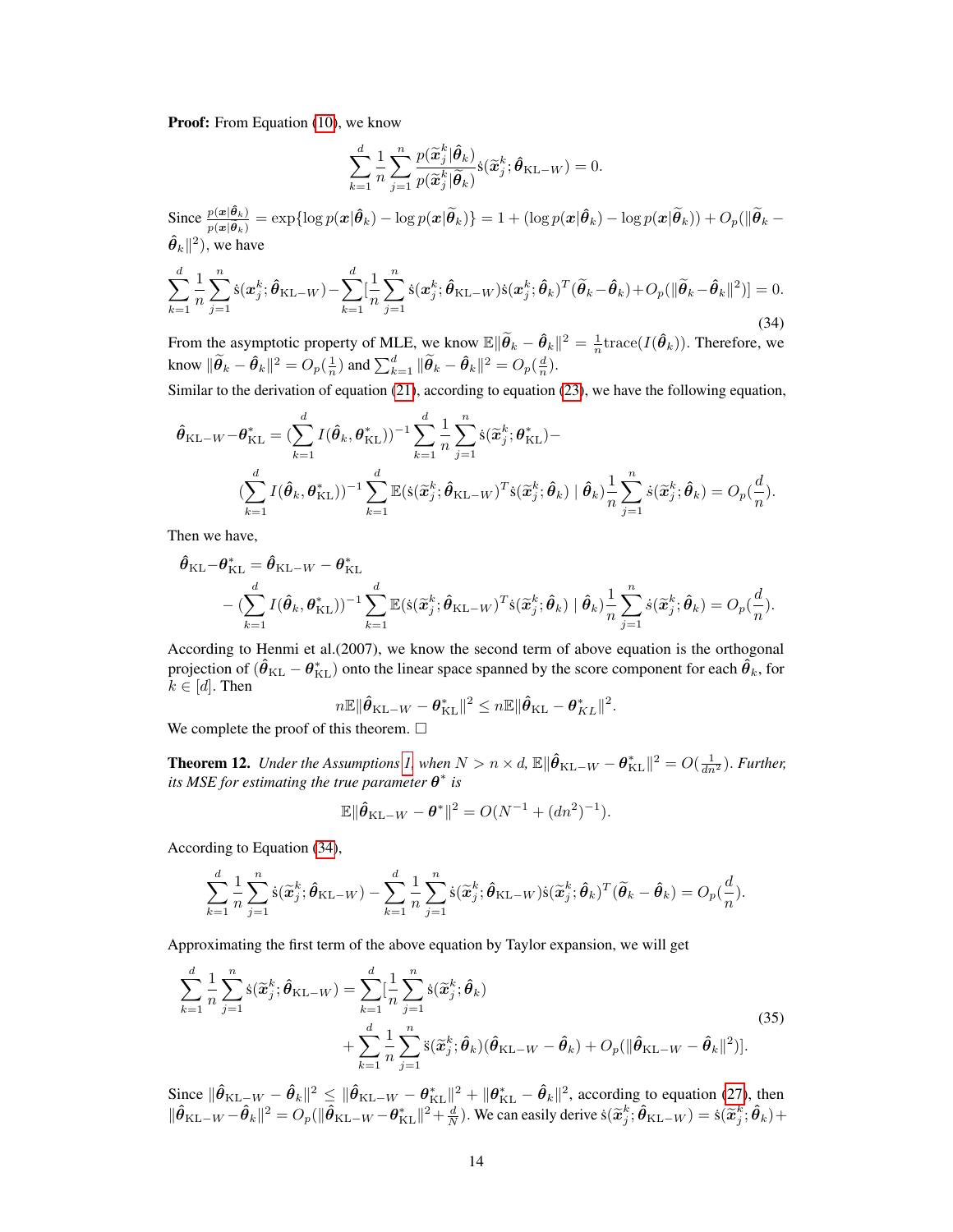**Proof:** From Equation (10), we know

$$\sum_{k=1}^{d} \frac{1}{n} \sum_{j=1}^{n} \frac{p(\widetilde{\boldsymbol{x}}_j^k|\hat{\boldsymbol{\theta}}_k)}{p(\widetilde{\boldsymbol{x}}_j^k|\widetilde{\boldsymbol{\theta}}_k)} \dot{s}(\widetilde{\boldsymbol{x}}_j^k; \hat{\boldsymbol{\theta}}_{\mathrm{KL}-W}) = 0.$$

Since $\frac{p(\boldsymbol{x}|\hat{\boldsymbol{\theta}}_k)}{p(\boldsymbol{x}|\widetilde{\boldsymbol{\theta}}_k)} = \exp\{\log p(\boldsymbol{x}|\hat{\boldsymbol{\theta}}_k) - \log p(\boldsymbol{x}|\widetilde{\boldsymbol{\theta}}_k)\} = 1 + (\log p(\boldsymbol{x}|\hat{\boldsymbol{\theta}}_k) - \log p(\boldsymbol{x}|\widetilde{\boldsymbol{\theta}}_k)) + O_p(\|\widetilde{\boldsymbol{\theta}}_k - \hat{\boldsymbol{\theta}}_k\|^2)$, we have

$$\sum_{k=1}^{d} \frac{1}{n} \sum_{j=1}^{n} \dot{s}(\boldsymbol{x}_j^k; \hat{\boldsymbol{\theta}}_{\mathrm{KL}-W}) - \sum_{k=1}^{d} [\frac{1}{n} \sum_{j=1}^{n} \dot{s}(\boldsymbol{x}_j^k; \hat{\boldsymbol{\theta}}_{\mathrm{KL}-W}) \dot{s}(\boldsymbol{x}_j^k; \hat{\boldsymbol{\theta}}_k)^T (\widetilde{\boldsymbol{\theta}}_k - \hat{\boldsymbol{\theta}}_k) + O_p(\|\widetilde{\boldsymbol{\theta}}_k - \hat{\boldsymbol{\theta}}_k\|^2)] = 0. \tag{34}$$

From the asymptotic property of MLE, we know $\mathbb{E}\|\widetilde{\boldsymbol{\theta}}_k - \hat{\boldsymbol{\theta}}_k\|^2 = \frac{1}{n}\mathrm{trace}(I(\hat{\boldsymbol{\theta}}_k))$. Therefore, we know $\|\widetilde{\boldsymbol{\theta}}_k - \hat{\boldsymbol{\theta}}_k\|^2 = O_p(\frac{1}{n})$ and $\sum_{k=1}^{d} \|\widetilde{\boldsymbol{\theta}}_k - \hat{\boldsymbol{\theta}}_k\|^2 = O_p(\frac{d}{n})$.

Similar to the derivation of equation (21), according to equation (23), we have the following equation,

$$\begin{aligned}
\hat{\boldsymbol{\theta}}_{\mathrm{KL}-W} - \boldsymbol{\theta}^*_{\mathrm{KL}} &= (\sum_{k=1}^{d} I(\hat{\boldsymbol{\theta}}_k, \boldsymbol{\theta}^*_{\mathrm{KL}}))^{-1} \sum_{k=1}^{d} \frac{1}{n} \sum_{j=1}^{n} \dot{s}(\widetilde{\boldsymbol{x}}_j^k; \boldsymbol{\theta}^*_{\mathrm{KL}}) - \\
&\quad (\sum_{k=1}^{d} I(\hat{\boldsymbol{\theta}}_k, \boldsymbol{\theta}^*_{\mathrm{KL}}))^{-1} \sum_{k=1}^{d} \mathbb{E}(\dot{s}(\widetilde{\boldsymbol{x}}_j^k; \hat{\boldsymbol{\theta}}_{\mathrm{KL}-W})^T \dot{s}(\widetilde{\boldsymbol{x}}_j^k; \hat{\boldsymbol{\theta}}_k) \mid \hat{\boldsymbol{\theta}}_k) \frac{1}{n} \sum_{j=1}^{n} \dot{s}(\widetilde{\boldsymbol{x}}_j^k; \hat{\boldsymbol{\theta}}_k) = O_p(\frac{d}{n}).
\end{aligned}$$

Then we have,

$$\begin{aligned}
\hat{\boldsymbol{\theta}}_{\mathrm{KL}} - \boldsymbol{\theta}^*_{\mathrm{KL}} &= \hat{\boldsymbol{\theta}}_{\mathrm{KL}-W} - \boldsymbol{\theta}^*_{\mathrm{KL}} \\
&\quad - (\sum_{k=1}^{d} I(\hat{\boldsymbol{\theta}}_k, \boldsymbol{\theta}^*_{\mathrm{KL}}))^{-1} \sum_{k=1}^{d} \mathbb{E}(\dot{s}(\widetilde{\boldsymbol{x}}_j^k; \hat{\boldsymbol{\theta}}_{\mathrm{KL}-W})^T \dot{s}(\widetilde{\boldsymbol{x}}_j^k; \hat{\boldsymbol{\theta}}_k) \mid \hat{\boldsymbol{\theta}}_k) \frac{1}{n} \sum_{j=1}^{n} \dot{s}(\widetilde{\boldsymbol{x}}_j^k; \hat{\boldsymbol{\theta}}_k) = O_p(\frac{d}{n}).
\end{aligned}$$

According to Henmi et al.(2007), we know the second term of above equation is the orthogonal projection of $(\hat{\boldsymbol{\theta}}_{\mathrm{KL}} - \boldsymbol{\theta}^*_{\mathrm{KL}})$ onto the linear space spanned by the score component for each $\hat{\boldsymbol{\theta}}_k$, for $k \in [d]$. Then

$$n\mathbb{E}\|\hat{\boldsymbol{\theta}}_{\mathrm{KL}-W} - \boldsymbol{\theta}^*_{\mathrm{KL}}\|^2 \leq n\mathbb{E}\|\hat{\boldsymbol{\theta}}_{\mathrm{KL}} - \boldsymbol{\theta}^*_{KL}\|^2.$$

We complete the proof of this theorem. □

**Theorem 12.** *Under the Assumptions 1, when $N > n \times d$, $\mathbb{E}\|\hat{\boldsymbol{\theta}}_{\mathrm{KL}-W} - \boldsymbol{\theta}^*_{\mathrm{KL}}\|^2 = O(\frac{1}{dn^2})$. Further, its MSE for estimating the true parameter $\boldsymbol{\theta}^*$ is*

$$\mathbb{E}\|\hat{\boldsymbol{\theta}}_{\mathrm{KL}-W} - \boldsymbol{\theta}^*\|^2 = O(N^{-1} + (dn^2)^{-1}).$$

According to Equation (34),

$$\sum_{k=1}^{d} \frac{1}{n} \sum_{j=1}^{n} \dot{s}(\widetilde{\boldsymbol{x}}_j^k; \hat{\boldsymbol{\theta}}_{\mathrm{KL}-W}) - \sum_{k=1}^{d} \frac{1}{n} \sum_{j=1}^{n} \dot{s}(\widetilde{\boldsymbol{x}}_j^k; \hat{\boldsymbol{\theta}}_{\mathrm{KL}-W}) \dot{s}(\widetilde{\boldsymbol{x}}_j^k; \hat{\boldsymbol{\theta}}_k)^T (\widetilde{\boldsymbol{\theta}}_k - \hat{\boldsymbol{\theta}}_k) = O_p(\frac{d}{n}).$$

Approximating the first term of the above equation by Taylor expansion, we will get

$$\begin{aligned}
\sum_{k=1}^{d} \frac{1}{n} \sum_{j=1}^{n} \dot{s}(\widetilde{\boldsymbol{x}}_j^k; \hat{\boldsymbol{\theta}}_{\mathrm{KL}-W}) &= \sum_{k=1}^{d} [\frac{1}{n} \sum_{j=1}^{n} \dot{s}(\widetilde{\boldsymbol{x}}_j^k; \hat{\boldsymbol{\theta}}_k) \\
&\quad + \sum_{k=1}^{d} \frac{1}{n} \sum_{j=1}^{n} \ddot{s}(\widetilde{\boldsymbol{x}}_j^k; \hat{\boldsymbol{\theta}}_k)(\hat{\boldsymbol{\theta}}_{\mathrm{KL}-W} - \hat{\boldsymbol{\theta}}_k) + O_p(\|\hat{\boldsymbol{\theta}}_{\mathrm{KL}-W} - \hat{\boldsymbol{\theta}}_k\|^2)].
\end{aligned} \tag{35}$$

Since $\|\hat{\boldsymbol{\theta}}_{\mathrm{KL}-W} - \hat{\boldsymbol{\theta}}_k\|^2 \leq \|\hat{\boldsymbol{\theta}}_{\mathrm{KL}-W} - \boldsymbol{\theta}^*_{\mathrm{KL}}\|^2 + \|\boldsymbol{\theta}^*_{\mathrm{KL}} - \hat{\boldsymbol{\theta}}_k\|^2$, according to equation (27), then $\|\hat{\boldsymbol{\theta}}_{\mathrm{KL}-W} - \hat{\boldsymbol{\theta}}_k\|^2 = O_p(\|\hat{\boldsymbol{\theta}}_{\mathrm{KL}-W} - \boldsymbol{\theta}^*_{\mathrm{KL}}\|^2 + \frac{d}{N})$. We can easily derive $\dot{s}(\widetilde{\boldsymbol{x}}_j^k; \hat{\boldsymbol{\theta}}_{\mathrm{KL}-W}) = \dot{s}(\widetilde{\boldsymbol{x}}_j^k; \hat{\boldsymbol{\theta}}_k) +$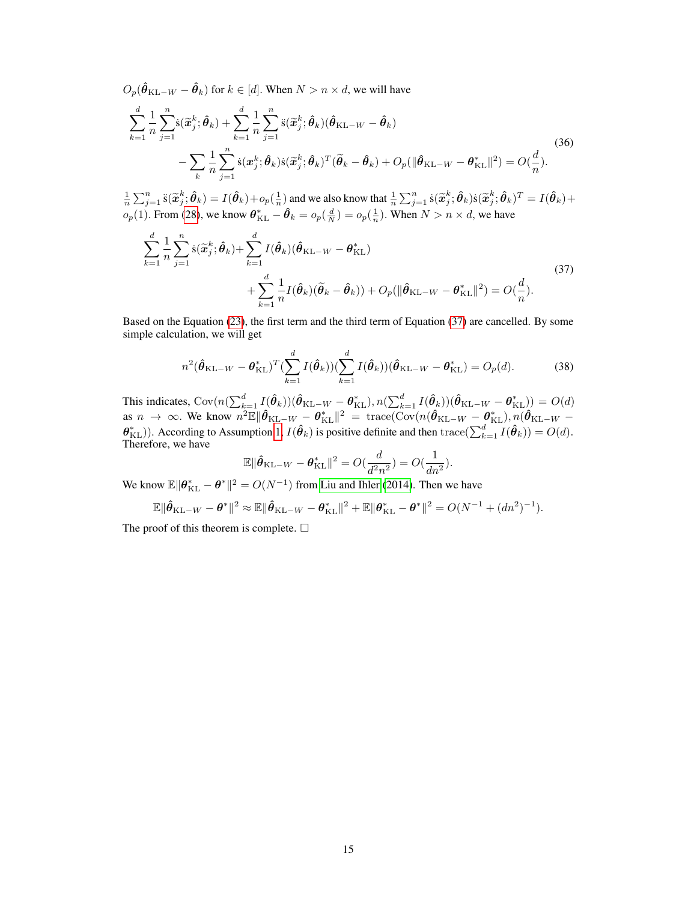$O_p(\hat{\boldsymbol{\theta}}_{\mathrm{KL}-W} - \hat{\boldsymbol{\theta}}_k)$ for $k \in [d]$. When $N > n \times d$, we will have

$$
\begin{aligned}
&\sum_{k=1}^{d} \frac{1}{n} \sum_{j=1}^{n} \dot{\mathrm{s}}(\widetilde{\boldsymbol{x}}_j^k; \hat{\boldsymbol{\theta}}_k) + \sum_{k=1}^{d} \frac{1}{n} \sum_{j=1}^{n} \ddot{\mathrm{s}}(\widetilde{\boldsymbol{x}}_j^k; \hat{\boldsymbol{\theta}}_k)(\hat{\boldsymbol{\theta}}_{\mathrm{KL}-W} - \hat{\boldsymbol{\theta}}_k) \\
&\qquad - \sum_{k} \frac{1}{n} \sum_{j=1}^{n} \dot{\mathrm{s}}(\boldsymbol{x}_j^k; \hat{\boldsymbol{\theta}}_k) \dot{\mathrm{s}}(\widetilde{\boldsymbol{x}}_j^k; \hat{\boldsymbol{\theta}}_k)^T (\widetilde{\boldsymbol{\theta}}_k - \hat{\boldsymbol{\theta}}_k) + O_p(\|\hat{\boldsymbol{\theta}}_{\mathrm{KL}-W} - \boldsymbol{\theta}^*_{\mathrm{KL}}\|^2) = O(\frac{d}{n}).
\end{aligned} \tag{36}
$$

$\frac{1}{n}\sum_{j=1}^{n} \ddot{\mathrm{s}}(\widetilde{\boldsymbol{x}}_j^k; \hat{\boldsymbol{\theta}}_k) = I(\hat{\boldsymbol{\theta}}_k) + o_p(\frac{1}{n})$ and we also know that $\frac{1}{n}\sum_{j=1}^{n} \dot{\mathrm{s}}(\widetilde{\boldsymbol{x}}_j^k; \hat{\boldsymbol{\theta}}_k)\dot{\mathrm{s}}(\widetilde{\boldsymbol{x}}_j^k; \hat{\boldsymbol{\theta}}_k)^T = I(\hat{\boldsymbol{\theta}}_k) + o_p(1)$. From (28), we know $\boldsymbol{\theta}^*_{\mathrm{KL}} - \hat{\boldsymbol{\theta}}_k = o_p(\frac{d}{N}) = o_p(\frac{1}{n})$. When $N > n \times d$, we have

$$
\begin{aligned}
&\sum_{k=1}^{d} \frac{1}{n} \sum_{j=1}^{n} \dot{\mathrm{s}}(\widetilde{\boldsymbol{x}}_j^k; \hat{\boldsymbol{\theta}}_k) + \sum_{k=1}^{d} I(\hat{\boldsymbol{\theta}}_k)(\hat{\boldsymbol{\theta}}_{\mathrm{KL}-W} - \boldsymbol{\theta}^*_{\mathrm{KL}}) \\
&\qquad\qquad + \sum_{k=1}^{d} \frac{1}{n} I(\hat{\boldsymbol{\theta}}_k)(\widetilde{\boldsymbol{\theta}}_k - \hat{\boldsymbol{\theta}}_k)) + O_p(\|\hat{\boldsymbol{\theta}}_{\mathrm{KL}-W} - \boldsymbol{\theta}^*_{\mathrm{KL}}\|^2) = O(\frac{d}{n}).
\end{aligned} \tag{37}
$$

Based on the Equation (23), the first term and the third term of Equation (37) are cancelled. By some simple calculation, we will get

$$
n^2 (\hat{\boldsymbol{\theta}}_{\mathrm{KL}-W} - \boldsymbol{\theta}^*_{\mathrm{KL}})^T (\sum_{k=1}^{d} I(\hat{\boldsymbol{\theta}}_k))(\sum_{k=1}^{d} I(\hat{\boldsymbol{\theta}}_k))(\hat{\boldsymbol{\theta}}_{\mathrm{KL}-W} - \boldsymbol{\theta}^*_{\mathrm{KL}}) = O_p(d). \tag{38}
$$

This indicates, $\mathrm{Cov}(n(\sum_{k=1}^{d} I(\hat{\boldsymbol{\theta}}_k))(\hat{\boldsymbol{\theta}}_{\mathrm{KL}-W} - \boldsymbol{\theta}^*_{\mathrm{KL}}), n(\sum_{k=1}^{d} I(\hat{\boldsymbol{\theta}}_k))(\hat{\boldsymbol{\theta}}_{\mathrm{KL}-W} - \boldsymbol{\theta}^*_{\mathrm{KL}})) = O(d)$ as $n \to \infty$. We know $n^2 \mathbb{E}\|\hat{\boldsymbol{\theta}}_{\mathrm{KL}-W} - \boldsymbol{\theta}^*_{\mathrm{KL}}\|^2 = \mathrm{trace}(\mathrm{Cov}(n(\hat{\boldsymbol{\theta}}_{\mathrm{KL}-W} - \boldsymbol{\theta}^*_{\mathrm{KL}}), n(\hat{\boldsymbol{\theta}}_{\mathrm{KL}-W} - \boldsymbol{\theta}^*_{\mathrm{KL}}))$. According to Assumption 1, $I(\hat{\boldsymbol{\theta}}_k)$ is positive definite and then $\mathrm{trace}(\sum_{k=1}^{d} I(\hat{\boldsymbol{\theta}}_k)) = O(d)$. Therefore, we have

$$
\mathbb{E}\|\hat{\boldsymbol{\theta}}_{\mathrm{KL}-W} - \boldsymbol{\theta}^*_{\mathrm{KL}}\|^2 = O(\frac{d}{d^2 n^2}) = O(\frac{1}{dn^2}).
$$

We know $\mathbb{E}\|\boldsymbol{\theta}^*_{\mathrm{KL}} - \boldsymbol{\theta}^*\|^2 = O(N^{-1})$ from Liu and Ihler (2014). Then we have

$$
\mathbb{E}\|\hat{\boldsymbol{\theta}}_{\mathrm{KL}-W} - \boldsymbol{\theta}^*\|^2 \approx \mathbb{E}\|\hat{\boldsymbol{\theta}}_{\mathrm{KL}-W} - \boldsymbol{\theta}^*_{\mathrm{KL}}\|^2 + \mathbb{E}\|\boldsymbol{\theta}^*_{\mathrm{KL}} - \boldsymbol{\theta}^*\|^2 = O(N^{-1} + (dn^2)^{-1}).
$$

The proof of this theorem is complete. □